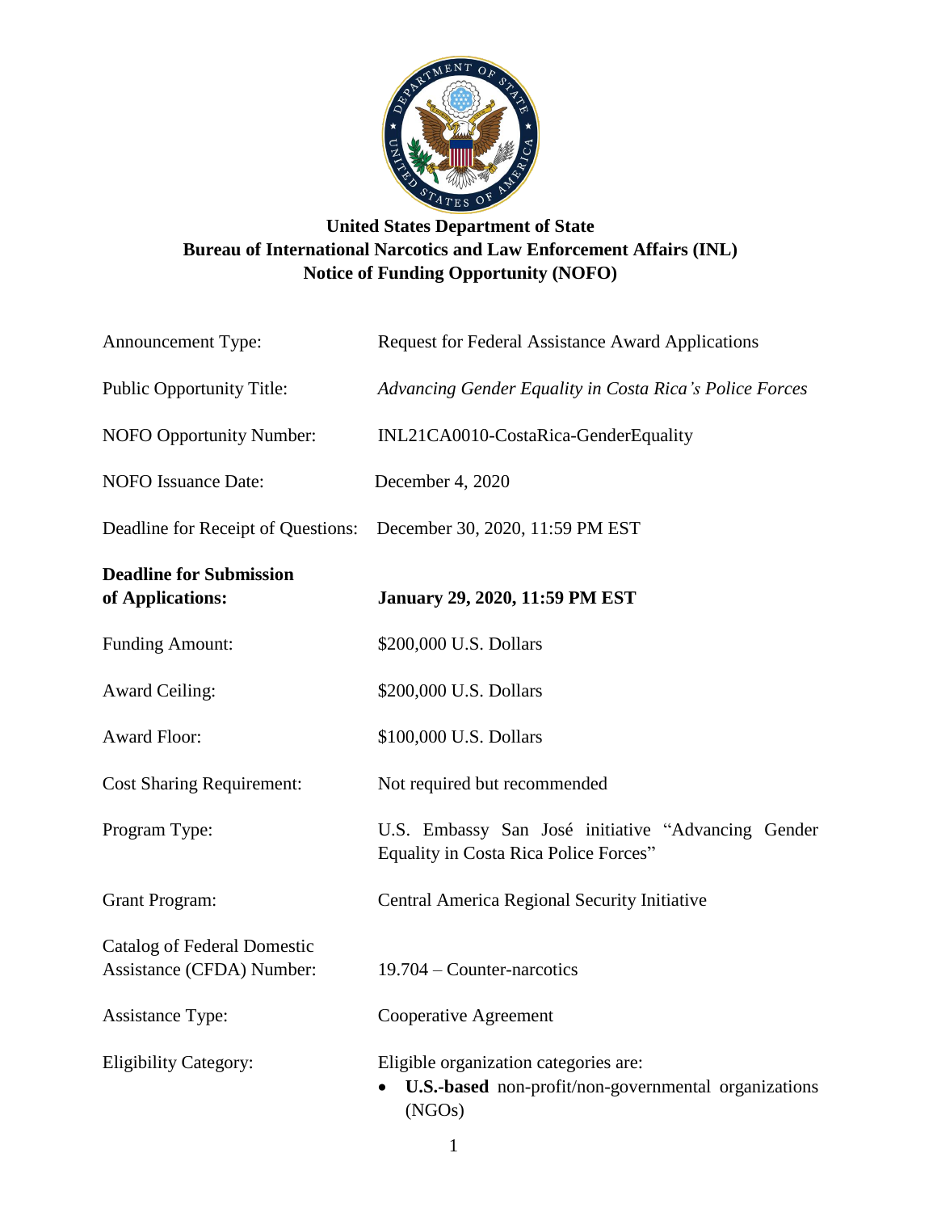**United States Department of State**
**Bureau of International Narcotics and Law Enforcement Affairs (INL)**
**Notice of Funding Opportunity (NOFO)**

| | |
|---|---|
| Announcement Type: | Request for Federal Assistance Award Applications |
| Public Opportunity Title: | *Advancing Gender Equality in Costa Rica's Police Forces* |
| NOFO Opportunity Number: | INL21CA0010-CostaRica-GenderEquality |
| NOFO Issuance Date: | December 4, 2020 |
| Deadline for Receipt of Questions: | December 30, 2020, 11:59 PM EST |
| **Deadline for Submission of Applications:** | **January 29, 2020, 11:59 PM EST** |
| Funding Amount: | $200,000 U.S. Dollars |
| Award Ceiling: | $200,000 U.S. Dollars |
| Award Floor: | $100,000 U.S. Dollars |
| Cost Sharing Requirement: | Not required but recommended |
| Program Type: | U.S. Embassy San José initiative "Advancing Gender Equality in Costa Rica Police Forces" |
| Grant Program: | Central America Regional Security Initiative |
| Catalog of Federal Domestic Assistance (CFDA) Number: | 19.704 – Counter-narcotics |
| Assistance Type: | Cooperative Agreement |
| Eligibility Category: | Eligible organization categories are: <br>• **U.S.-based** non-profit/non-governmental organizations (NGOs) |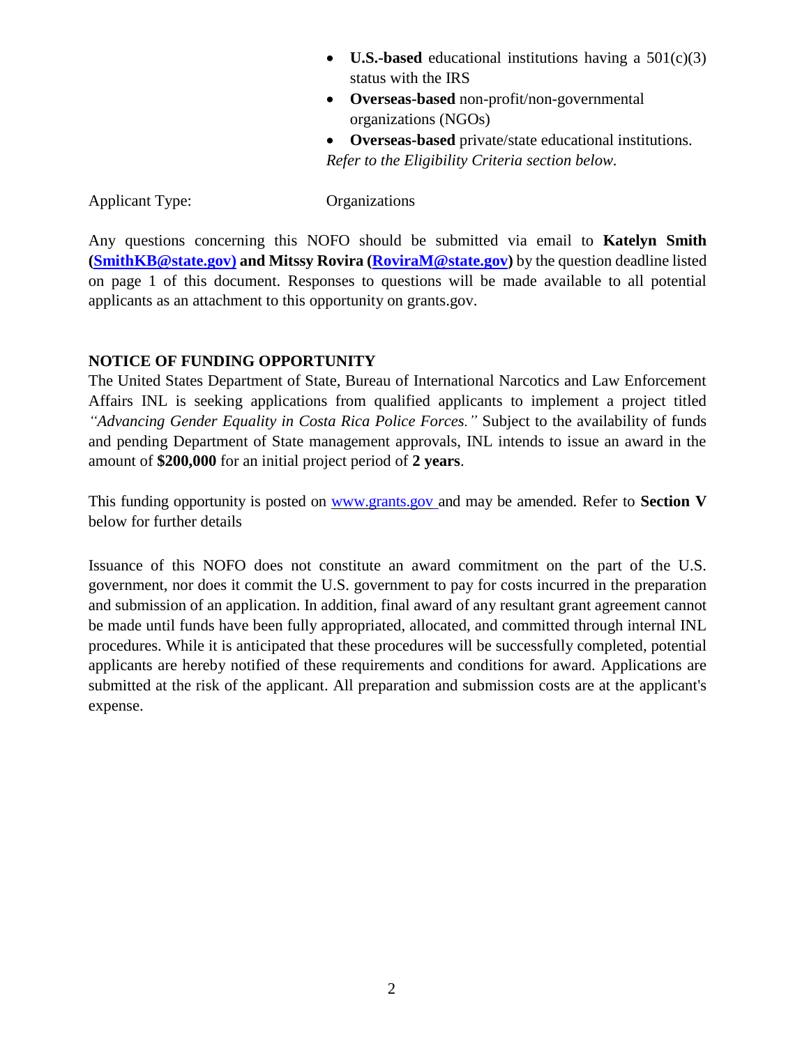- **U.S.-based** educational institutions having a 501(c)(3) status with the IRS
- **Overseas-based** non-profit/non-governmental organizations (NGOs)
- **Overseas-based** private/state educational institutions.

*Refer to the Eligibility Criteria section below.*

Applicant Type: Organizations

Any questions concerning this NOFO should be submitted via email to **Katelyn Smith (SmithKB@state.gov) and Mitssy Rovira (RoviraM@state.gov)** by the question deadline listed on page 1 of this document. Responses to questions will be made available to all potential applicants as an attachment to this opportunity on grants.gov.

**NOTICE OF FUNDING OPPORTUNITY**

The United States Department of State, Bureau of International Narcotics and Law Enforcement Affairs INL is seeking applications from qualified applicants to implement a project titled *"Advancing Gender Equality in Costa Rica Police Forces."* Subject to the availability of funds and pending Department of State management approvals, INL intends to issue an award in the amount of **$200,000** for an initial project period of **2 years**.

This funding opportunity is posted on www.grants.gov and may be amended. Refer to **Section V** below for further details

Issuance of this NOFO does not constitute an award commitment on the part of the U.S. government, nor does it commit the U.S. government to pay for costs incurred in the preparation and submission of an application. In addition, final award of any resultant grant agreement cannot be made until funds have been fully appropriated, allocated, and committed through internal INL procedures. While it is anticipated that these procedures will be successfully completed, potential applicants are hereby notified of these requirements and conditions for award. Applications are submitted at the risk of the applicant. All preparation and submission costs are at the applicant's expense.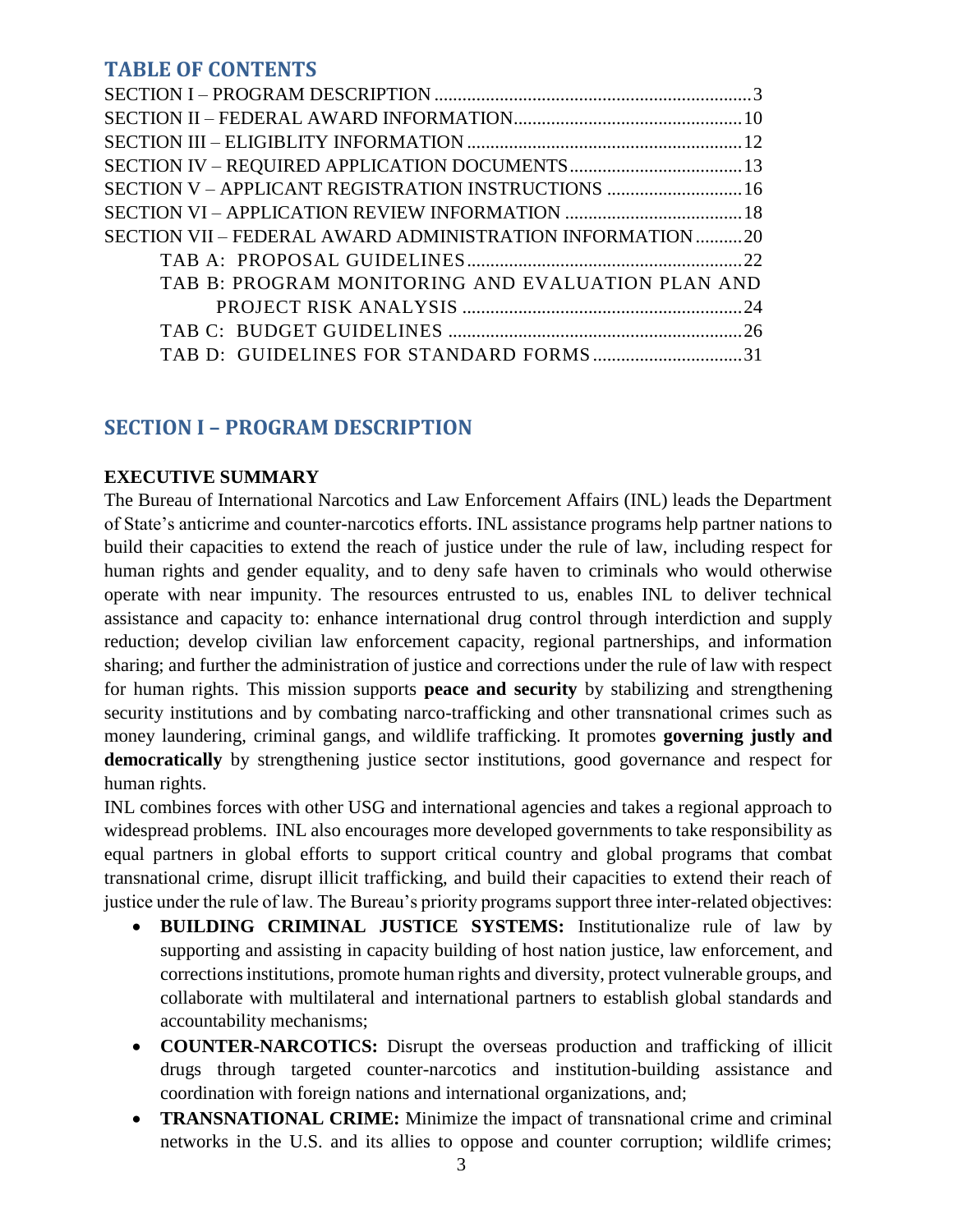## TABLE OF CONTENTS

SECTION I – PROGRAM DESCRIPTION ....................................................................3
SECTION II – FEDERAL AWARD INFORMATION.................................................10
SECTION III – ELIGIBLITY INFORMATION ...........................................................12
SECTION IV – REQUIRED APPLICATION DOCUMENTS.....................................13
SECTION V – APPLICANT REGISTRATION INSTRUCTIONS .............................16
SECTION VI – APPLICATION REVIEW INFORMATION ......................................18
SECTION VII – FEDERAL AWARD ADMINISTRATION INFORMATION ..........20
TAB A: PROPOSAL GUIDELINES...........................................................22
TAB B: PROGRAM MONITORING AND EVALUATION PLAN AND PROJECT RISK ANALYSIS ............................................................24
TAB C: BUDGET GUIDELINES ...............................................................26
TAB D: GUIDELINES FOR STANDARD FORMS ................................31

## SECTION I – PROGRAM DESCRIPTION

**EXECUTIVE SUMMARY**

The Bureau of International Narcotics and Law Enforcement Affairs (INL) leads the Department of State's anticrime and counter-narcotics efforts. INL assistance programs help partner nations to build their capacities to extend the reach of justice under the rule of law, including respect for human rights and gender equality, and to deny safe haven to criminals who would otherwise operate with near impunity. The resources entrusted to us, enables INL to deliver technical assistance and capacity to: enhance international drug control through interdiction and supply reduction; develop civilian law enforcement capacity, regional partnerships, and information sharing; and further the administration of justice and corrections under the rule of law with respect for human rights. This mission supports **peace and security** by stabilizing and strengthening security institutions and by combating narco-trafficking and other transnational crimes such as money laundering, criminal gangs, and wildlife trafficking. It promotes **governing justly and democratically** by strengthening justice sector institutions, good governance and respect for human rights.

INL combines forces with other USG and international agencies and takes a regional approach to widespread problems. INL also encourages more developed governments to take responsibility as equal partners in global efforts to support critical country and global programs that combat transnational crime, disrupt illicit trafficking, and build their capacities to extend their reach of justice under the rule of law. The Bureau's priority programs support three inter-related objectives:

- **BUILDING CRIMINAL JUSTICE SYSTEMS:** Institutionalize rule of law by supporting and assisting in capacity building of host nation justice, law enforcement, and corrections institutions, promote human rights and diversity, protect vulnerable groups, and collaborate with multilateral and international partners to establish global standards and accountability mechanisms;
- **COUNTER-NARCOTICS:** Disrupt the overseas production and trafficking of illicit drugs through targeted counter-narcotics and institution-building assistance and coordination with foreign nations and international organizations, and;
- **TRANSNATIONAL CRIME:** Minimize the impact of transnational crime and criminal networks in the U.S. and its allies to oppose and counter corruption; wildlife crimes;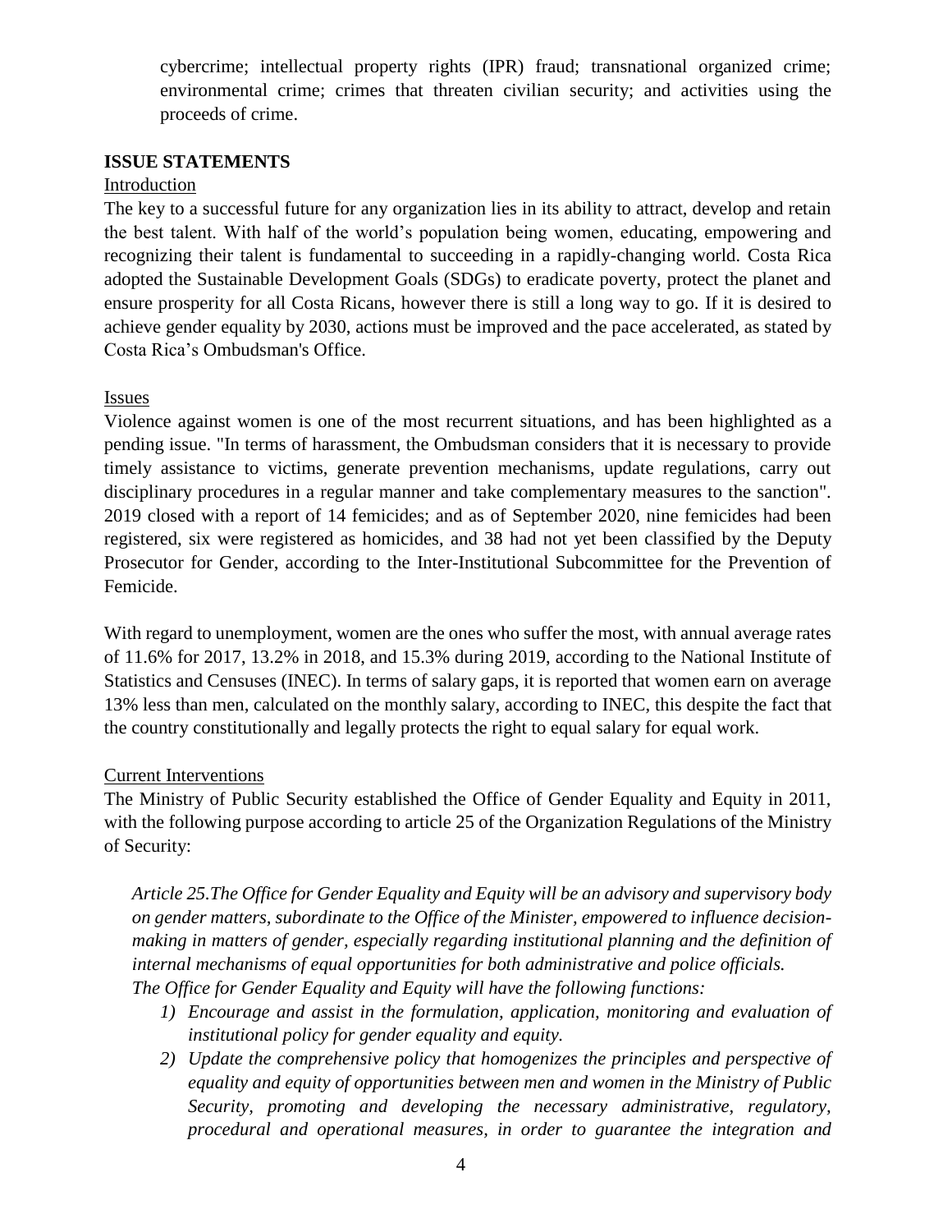cybercrime; intellectual property rights (IPR) fraud; transnational organized crime; environmental crime; crimes that threaten civilian security; and activities using the proceeds of crime.

**ISSUE STATEMENTS**

Introduction

The key to a successful future for any organization lies in its ability to attract, develop and retain the best talent. With half of the world's population being women, educating, empowering and recognizing their talent is fundamental to succeeding in a rapidly-changing world. Costa Rica adopted the Sustainable Development Goals (SDGs) to eradicate poverty, protect the planet and ensure prosperity for all Costa Ricans, however there is still a long way to go. If it is desired to achieve gender equality by 2030, actions must be improved and the pace accelerated, as stated by Costa Rica's Ombudsman's Office.

Issues

Violence against women is one of the most recurrent situations, and has been highlighted as a pending issue. "In terms of harassment, the Ombudsman considers that it is necessary to provide timely assistance to victims, generate prevention mechanisms, update regulations, carry out disciplinary procedures in a regular manner and take complementary measures to the sanction". 2019 closed with a report of 14 femicides; and as of September 2020, nine femicides had been registered, six were registered as homicides, and 38 had not yet been classified by the Deputy Prosecutor for Gender, according to the Inter-Institutional Subcommittee for the Prevention of Femicide.

With regard to unemployment, women are the ones who suffer the most, with annual average rates of 11.6% for 2017, 13.2% in 2018, and 15.3% during 2019, according to the National Institute of Statistics and Censuses (INEC). In terms of salary gaps, it is reported that women earn on average 13% less than men, calculated on the monthly salary, according to INEC, this despite the fact that the country constitutionally and legally protects the right to equal salary for equal work.

Current Interventions

The Ministry of Public Security established the Office of Gender Equality and Equity in 2011, with the following purpose according to article 25 of the Organization Regulations of the Ministry of Security:

*Article 25.The Office for Gender Equality and Equity will be an advisory and supervisory body on gender matters, subordinate to the Office of the Minister, empowered to influence decision-making in matters of gender, especially regarding institutional planning and the definition of internal mechanisms of equal opportunities for both administrative and police officials.*
*The Office for Gender Equality and Equity will have the following functions:*

1) *Encourage and assist in the formulation, application, monitoring and evaluation of institutional policy for gender equality and equity.*
2) *Update the comprehensive policy that homogenizes the principles and perspective of equality and equity of opportunities between men and women in the Ministry of Public Security, promoting and developing the necessary administrative, regulatory, procedural and operational measures, in order to guarantee the integration and*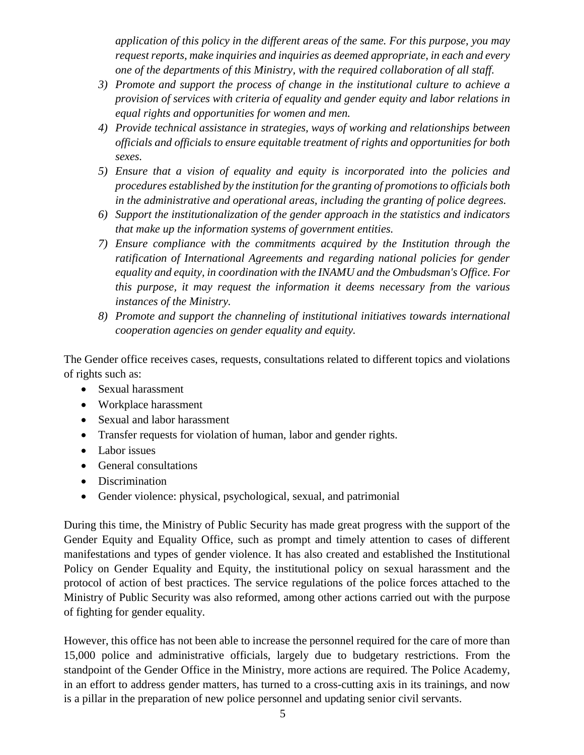*application of this policy in the different areas of the same. For this purpose, you may request reports, make inquiries and inquiries as deemed appropriate, in each and every one of the departments of this Ministry, with the required collaboration of all staff.*

3) *Promote and support the process of change in the institutional culture to achieve a provision of services with criteria of equality and gender equity and labor relations in equal rights and opportunities for women and men.*
4) *Provide technical assistance in strategies, ways of working and relationships between officials and officials to ensure equitable treatment of rights and opportunities for both sexes.*
5) *Ensure that a vision of equality and equity is incorporated into the policies and procedures established by the institution for the granting of promotions to officials both in the administrative and operational areas, including the granting of police degrees.*
6) *Support the institutionalization of the gender approach in the statistics and indicators that make up the information systems of government entities.*
7) *Ensure compliance with the commitments acquired by the Institution through the ratification of International Agreements and regarding national policies for gender equality and equity, in coordination with the INAMU and the Ombudsman's Office. For this purpose, it may request the information it deems necessary from the various instances of the Ministry.*
8) *Promote and support the channeling of institutional initiatives towards international cooperation agencies on gender equality and equity.*

The Gender office receives cases, requests, consultations related to different topics and violations of rights such as:

- Sexual harassment
- Workplace harassment
- Sexual and labor harassment
- Transfer requests for violation of human, labor and gender rights.
- Labor issues
- General consultations
- Discrimination
- Gender violence: physical, psychological, sexual, and patrimonial

During this time, the Ministry of Public Security has made great progress with the support of the Gender Equity and Equality Office, such as prompt and timely attention to cases of different manifestations and types of gender violence. It has also created and established the Institutional Policy on Gender Equality and Equity, the institutional policy on sexual harassment and the protocol of action of best practices. The service regulations of the police forces attached to the Ministry of Public Security was also reformed, among other actions carried out with the purpose of fighting for gender equality.

However, this office has not been able to increase the personnel required for the care of more than 15,000 police and administrative officials, largely due to budgetary restrictions. From the standpoint of the Gender Office in the Ministry, more actions are required. The Police Academy, in an effort to address gender matters, has turned to a cross-cutting axis in its trainings, and now is a pillar in the preparation of new police personnel and updating senior civil servants.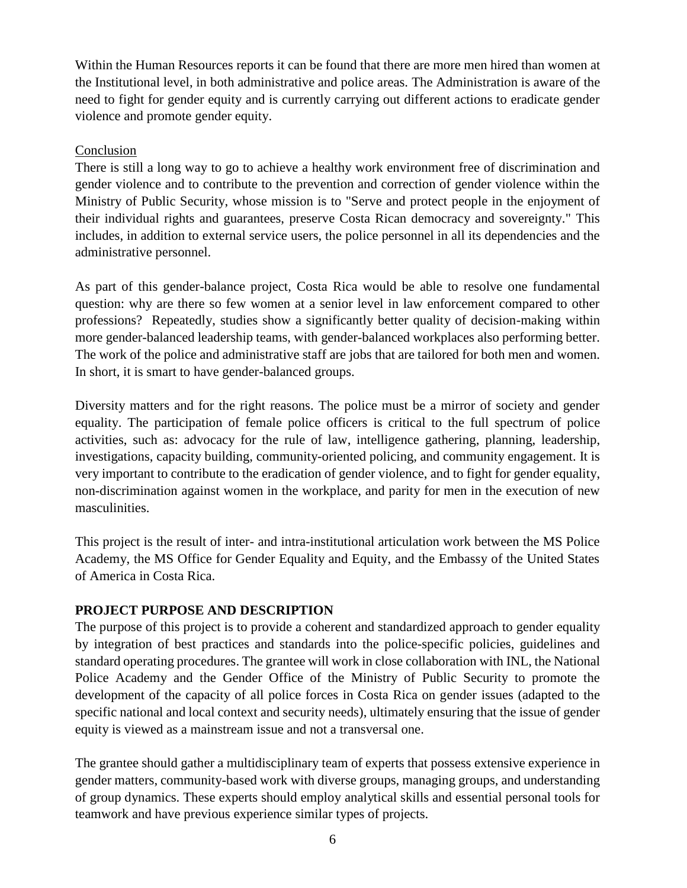Within the Human Resources reports it can be found that there are more men hired than women at the Institutional level, in both administrative and police areas. The Administration is aware of the need to fight for gender equity and is currently carrying out different actions to eradicate gender violence and promote gender equity.

<u>Conclusion</u>

There is still a long way to go to achieve a healthy work environment free of discrimination and gender violence and to contribute to the prevention and correction of gender violence within the Ministry of Public Security, whose mission is to "Serve and protect people in the enjoyment of their individual rights and guarantees, preserve Costa Rican democracy and sovereignty." This includes, in addition to external service users, the police personnel in all its dependencies and the administrative personnel.

As part of this gender-balance project, Costa Rica would be able to resolve one fundamental question: why are there so few women at a senior level in law enforcement compared to other professions? Repeatedly, studies show a significantly better quality of decision-making within more gender-balanced leadership teams, with gender-balanced workplaces also performing better. The work of the police and administrative staff are jobs that are tailored for both men and women. In short, it is smart to have gender-balanced groups.

Diversity matters and for the right reasons. The police must be a mirror of society and gender equality. The participation of female police officers is critical to the full spectrum of police activities, such as: advocacy for the rule of law, intelligence gathering, planning, leadership, investigations, capacity building, community-oriented policing, and community engagement. It is very important to contribute to the eradication of gender violence, and to fight for gender equality, non-discrimination against women in the workplace, and parity for men in the execution of new masculinities.

This project is the result of inter- and intra-institutional articulation work between the MS Police Academy, the MS Office for Gender Equality and Equity, and the Embassy of the United States of America in Costa Rica.

**PROJECT PURPOSE AND DESCRIPTION**

The purpose of this project is to provide a coherent and standardized approach to gender equality by integration of best practices and standards into the police-specific policies, guidelines and standard operating procedures. The grantee will work in close collaboration with INL, the National Police Academy and the Gender Office of the Ministry of Public Security to promote the development of the capacity of all police forces in Costa Rica on gender issues (adapted to the specific national and local context and security needs), ultimately ensuring that the issue of gender equity is viewed as a mainstream issue and not a transversal one.

The grantee should gather a multidisciplinary team of experts that possess extensive experience in gender matters, community-based work with diverse groups, managing groups, and understanding of group dynamics. These experts should employ analytical skills and essential personal tools for teamwork and have previous experience similar types of projects.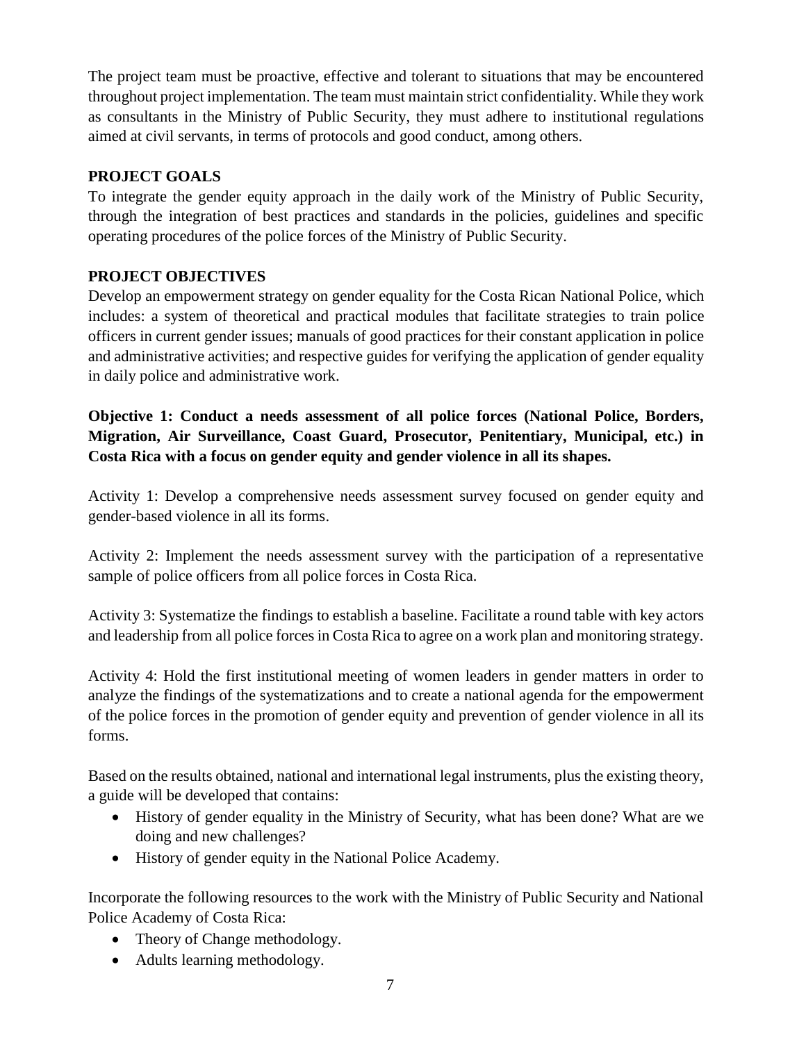The project team must be proactive, effective and tolerant to situations that may be encountered throughout project implementation. The team must maintain strict confidentiality. While they work as consultants in the Ministry of Public Security, they must adhere to institutional regulations aimed at civil servants, in terms of protocols and good conduct, among others.

## PROJECT GOALS

To integrate the gender equity approach in the daily work of the Ministry of Public Security, through the integration of best practices and standards in the policies, guidelines and specific operating procedures of the police forces of the Ministry of Public Security.

## PROJECT OBJECTIVES

Develop an empowerment strategy on gender equality for the Costa Rican National Police, which includes: a system of theoretical and practical modules that facilitate strategies to train police officers in current gender issues; manuals of good practices for their constant application in police and administrative activities; and respective guides for verifying the application of gender equality in daily police and administrative work.

**Objective 1: Conduct a needs assessment of all police forces (National Police, Borders, Migration, Air Surveillance, Coast Guard, Prosecutor, Penitentiary, Municipal, etc.) in Costa Rica with a focus on gender equity and gender violence in all its shapes.**

Activity 1: Develop a comprehensive needs assessment survey focused on gender equity and gender-based violence in all its forms.

Activity 2: Implement the needs assessment survey with the participation of a representative sample of police officers from all police forces in Costa Rica.

Activity 3: Systematize the findings to establish a baseline. Facilitate a round table with key actors and leadership from all police forces in Costa Rica to agree on a work plan and monitoring strategy.

Activity 4: Hold the first institutional meeting of women leaders in gender matters in order to analyze the findings of the systematizations and to create a national agenda for the empowerment of the police forces in the promotion of gender equity and prevention of gender violence in all its forms.

Based on the results obtained, national and international legal instruments, plus the existing theory, a guide will be developed that contains:

- History of gender equality in the Ministry of Security, what has been done? What are we doing and new challenges?
- History of gender equity in the National Police Academy.

Incorporate the following resources to the work with the Ministry of Public Security and National Police Academy of Costa Rica:

- Theory of Change methodology.
- Adults learning methodology.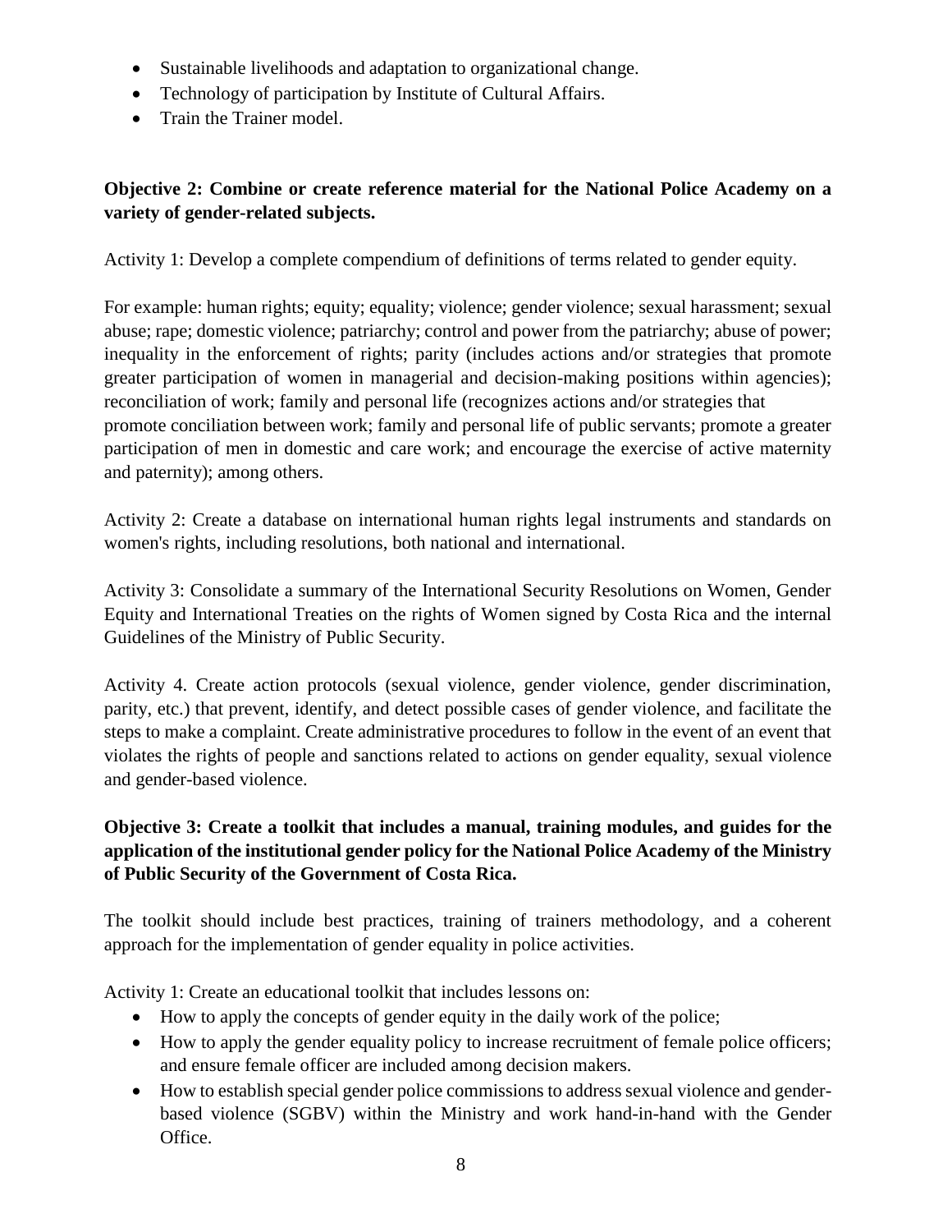- Sustainable livelihoods and adaptation to organizational change.
- Technology of participation by Institute of Cultural Affairs.
- Train the Trainer model.

**Objective 2: Combine or create reference material for the National Police Academy on a variety of gender-related subjects.**

Activity 1: Develop a complete compendium of definitions of terms related to gender equity.

For example: human rights; equity; equality; violence; gender violence; sexual harassment; sexual abuse; rape; domestic violence; patriarchy; control and power from the patriarchy; abuse of power; inequality in the enforcement of rights; parity (includes actions and/or strategies that promote greater participation of women in managerial and decision-making positions within agencies); reconciliation of work; family and personal life (recognizes actions and/or strategies that promote conciliation between work; family and personal life of public servants; promote a greater participation of men in domestic and care work; and encourage the exercise of active maternity and paternity); among others.

Activity 2: Create a database on international human rights legal instruments and standards on women's rights, including resolutions, both national and international.

Activity 3: Consolidate a summary of the International Security Resolutions on Women, Gender Equity and International Treaties on the rights of Women signed by Costa Rica and the internal Guidelines of the Ministry of Public Security.

Activity 4. Create action protocols (sexual violence, gender violence, gender discrimination, parity, etc.) that prevent, identify, and detect possible cases of gender violence, and facilitate the steps to make a complaint. Create administrative procedures to follow in the event of an event that violates the rights of people and sanctions related to actions on gender equality, sexual violence and gender-based violence.

**Objective 3: Create a toolkit that includes a manual, training modules, and guides for the application of the institutional gender policy for the National Police Academy of the Ministry of Public Security of the Government of Costa Rica.**

The toolkit should include best practices, training of trainers methodology, and a coherent approach for the implementation of gender equality in police activities.

Activity 1: Create an educational toolkit that includes lessons on:

- How to apply the concepts of gender equity in the daily work of the police;
- How to apply the gender equality policy to increase recruitment of female police officers; and ensure female officer are included among decision makers.
- How to establish special gender police commissions to address sexual violence and gender-based violence (SGBV) within the Ministry and work hand-in-hand with the Gender Office.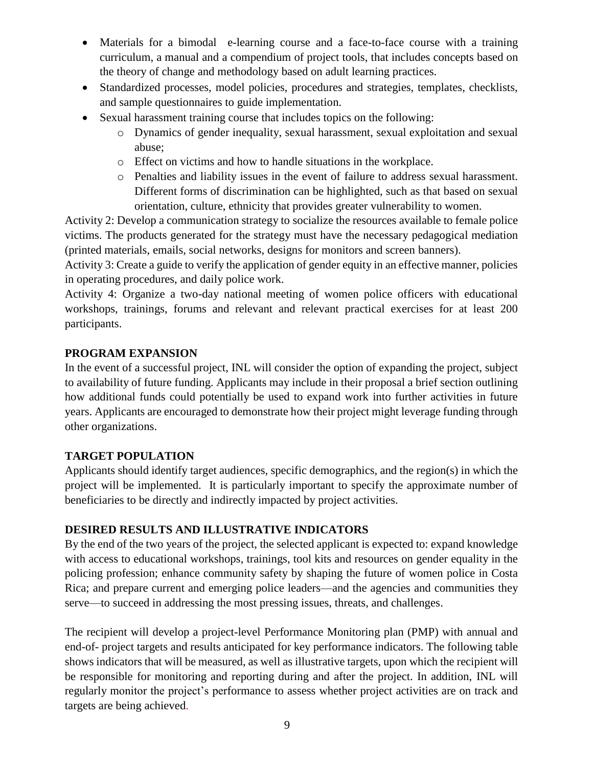- Materials for a bimodal e-learning course and a face-to-face course with a training curriculum, a manual and a compendium of project tools, that includes concepts based on the theory of change and methodology based on adult learning practices.
- Standardized processes, model policies, procedures and strategies, templates, checklists, and sample questionnaires to guide implementation.
- Sexual harassment training course that includes topics on the following:
  - Dynamics of gender inequality, sexual harassment, sexual exploitation and sexual abuse;
  - Effect on victims and how to handle situations in the workplace.
  - Penalties and liability issues in the event of failure to address sexual harassment. Different forms of discrimination can be highlighted, such as that based on sexual orientation, culture, ethnicity that provides greater vulnerability to women.

Activity 2: Develop a communication strategy to socialize the resources available to female police victims. The products generated for the strategy must have the necessary pedagogical mediation (printed materials, emails, social networks, designs for monitors and screen banners).

Activity 3: Create a guide to verify the application of gender equity in an effective manner, policies in operating procedures, and daily police work.

Activity 4: Organize a two-day national meeting of women police officers with educational workshops, trainings, forums and relevant and relevant practical exercises for at least 200 participants.

**PROGRAM EXPANSION**

In the event of a successful project, INL will consider the option of expanding the project, subject to availability of future funding. Applicants may include in their proposal a brief section outlining how additional funds could potentially be used to expand work into further activities in future years. Applicants are encouraged to demonstrate how their project might leverage funding through other organizations.

**TARGET POPULATION**

Applicants should identify target audiences, specific demographics, and the region(s) in which the project will be implemented. It is particularly important to specify the approximate number of beneficiaries to be directly and indirectly impacted by project activities.

**DESIRED RESULTS AND ILLUSTRATIVE INDICATORS**

By the end of the two years of the project, the selected applicant is expected to: expand knowledge with access to educational workshops, trainings, tool kits and resources on gender equality in the policing profession; enhance community safety by shaping the future of women police in Costa Rica; and prepare current and emerging police leaders—and the agencies and communities they serve—to succeed in addressing the most pressing issues, threats, and challenges.

The recipient will develop a project-level Performance Monitoring plan (PMP) with annual and end-of- project targets and results anticipated for key performance indicators. The following table shows indicators that will be measured, as well as illustrative targets, upon which the recipient will be responsible for monitoring and reporting during and after the project. In addition, INL will regularly monitor the project's performance to assess whether project activities are on track and targets are being achieved.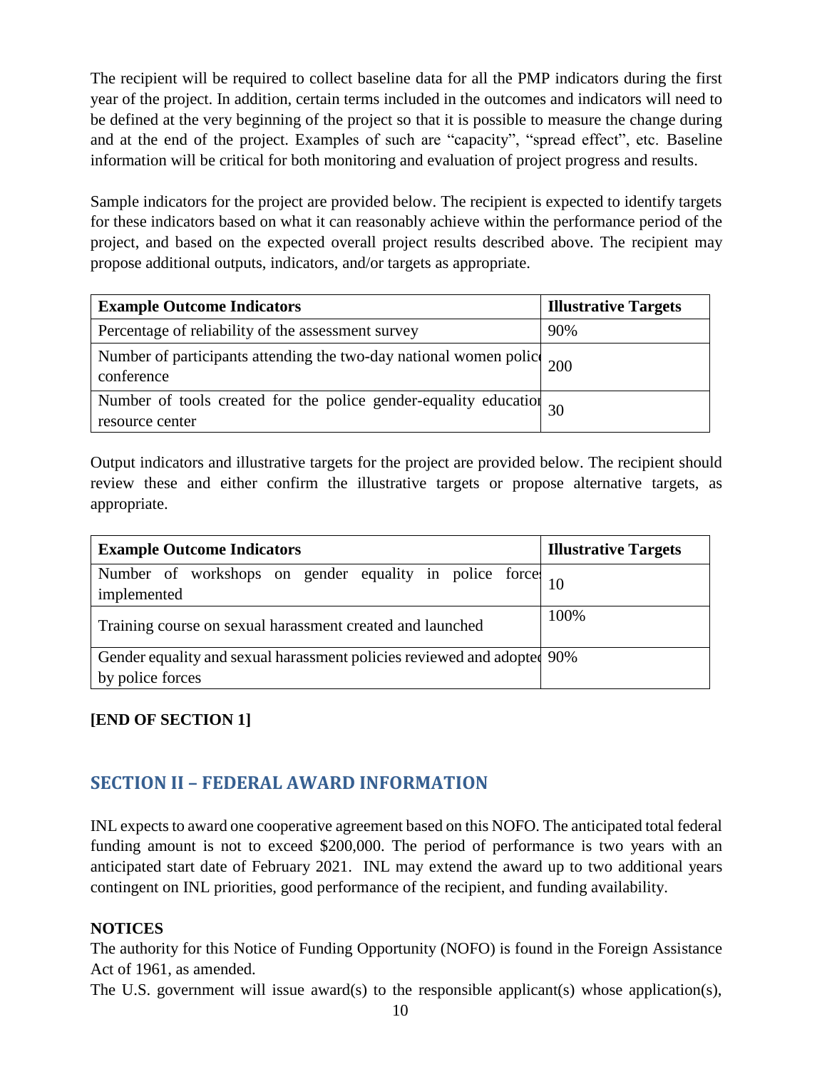The recipient will be required to collect baseline data for all the PMP indicators during the first year of the project. In addition, certain terms included in the outcomes and indicators will need to be defined at the very beginning of the project so that it is possible to measure the change during and at the end of the project. Examples of such are "capacity", "spread effect", etc. Baseline information will be critical for both monitoring and evaluation of project progress and results.

Sample indicators for the project are provided below. The recipient is expected to identify targets for these indicators based on what it can reasonably achieve within the performance period of the project, and based on the expected overall project results described above. The recipient may propose additional outputs, indicators, and/or targets as appropriate.

| **Example Outcome Indicators** | **Illustrative Targets** |
|---|---|
| Percentage of reliability of the assessment survey | 90% |
| Number of participants attending the two-day national women police conference | 200 |
| Number of tools created for the police gender-equality education resource center | 30 |

Output indicators and illustrative targets for the project are provided below. The recipient should review these and either confirm the illustrative targets or propose alternative targets, as appropriate.

| **Example Outcome Indicators** | **Illustrative Targets** |
|---|---|
| Number of workshops on gender equality in police forces implemented | 10 |
| Training course on sexual harassment created and launched | 100% |
| Gender equality and sexual harassment policies reviewed and adopted by police forces | 90% |

**[END OF SECTION 1]**

## SECTION II – FEDERAL AWARD INFORMATION

INL expects to award one cooperative agreement based on this NOFO. The anticipated total federal funding amount is not to exceed $200,000. The period of performance is two years with an anticipated start date of February 2021. INL may extend the award up to two additional years contingent on INL priorities, good performance of the recipient, and funding availability.

**NOTICES**

The authority for this Notice of Funding Opportunity (NOFO) is found in the Foreign Assistance Act of 1961, as amended.

The U.S. government will issue award(s) to the responsible applicant(s) whose application(s),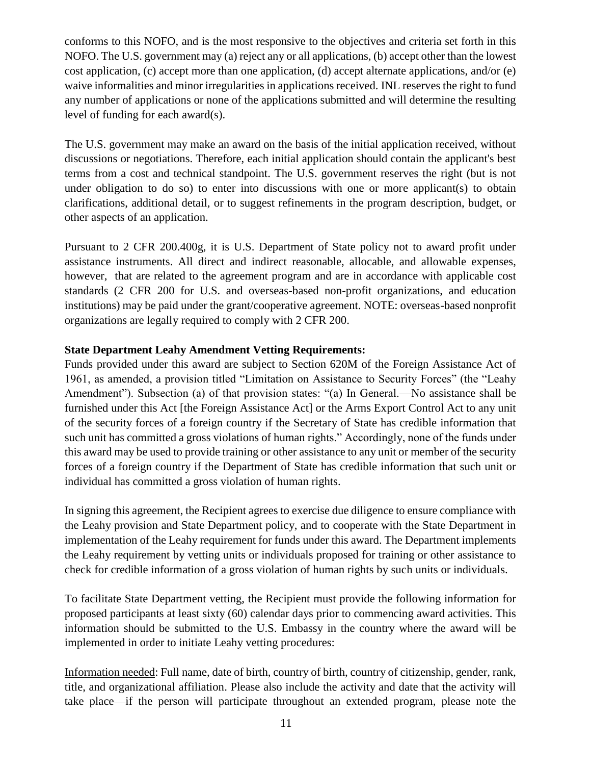conforms to this NOFO, and is the most responsive to the objectives and criteria set forth in this NOFO. The U.S. government may (a) reject any or all applications, (b) accept other than the lowest cost application, (c) accept more than one application, (d) accept alternate applications, and/or (e) waive informalities and minor irregularities in applications received. INL reserves the right to fund any number of applications or none of the applications submitted and will determine the resulting level of funding for each award(s).

The U.S. government may make an award on the basis of the initial application received, without discussions or negotiations. Therefore, each initial application should contain the applicant's best terms from a cost and technical standpoint. The U.S. government reserves the right (but is not under obligation to do so) to enter into discussions with one or more applicant(s) to obtain clarifications, additional detail, or to suggest refinements in the program description, budget, or other aspects of an application.

Pursuant to 2 CFR 200.400g, it is U.S. Department of State policy not to award profit under assistance instruments. All direct and indirect reasonable, allocable, and allowable expenses, however, that are related to the agreement program and are in accordance with applicable cost standards (2 CFR 200 for U.S. and overseas-based non-profit organizations, and education institutions) may be paid under the grant/cooperative agreement. NOTE: overseas-based nonprofit organizations are legally required to comply with 2 CFR 200.

**State Department Leahy Amendment Vetting Requirements:**

Funds provided under this award are subject to Section 620M of the Foreign Assistance Act of 1961, as amended, a provision titled "Limitation on Assistance to Security Forces" (the "Leahy Amendment"). Subsection (a) of that provision states: "(a) In General.—No assistance shall be furnished under this Act [the Foreign Assistance Act] or the Arms Export Control Act to any unit of the security forces of a foreign country if the Secretary of State has credible information that such unit has committed a gross violations of human rights." Accordingly, none of the funds under this award may be used to provide training or other assistance to any unit or member of the security forces of a foreign country if the Department of State has credible information that such unit or individual has committed a gross violation of human rights.

In signing this agreement, the Recipient agrees to exercise due diligence to ensure compliance with the Leahy provision and State Department policy, and to cooperate with the State Department in implementation of the Leahy requirement for funds under this award. The Department implements the Leahy requirement by vetting units or individuals proposed for training or other assistance to check for credible information of a gross violation of human rights by such units or individuals.

To facilitate State Department vetting, the Recipient must provide the following information for proposed participants at least sixty (60) calendar days prior to commencing award activities. This information should be submitted to the U.S. Embassy in the country where the award will be implemented in order to initiate Leahy vetting procedures:

Information needed: Full name, date of birth, country of birth, country of citizenship, gender, rank, title, and organizational affiliation. Please also include the activity and date that the activity will take place—if the person will participate throughout an extended program, please note the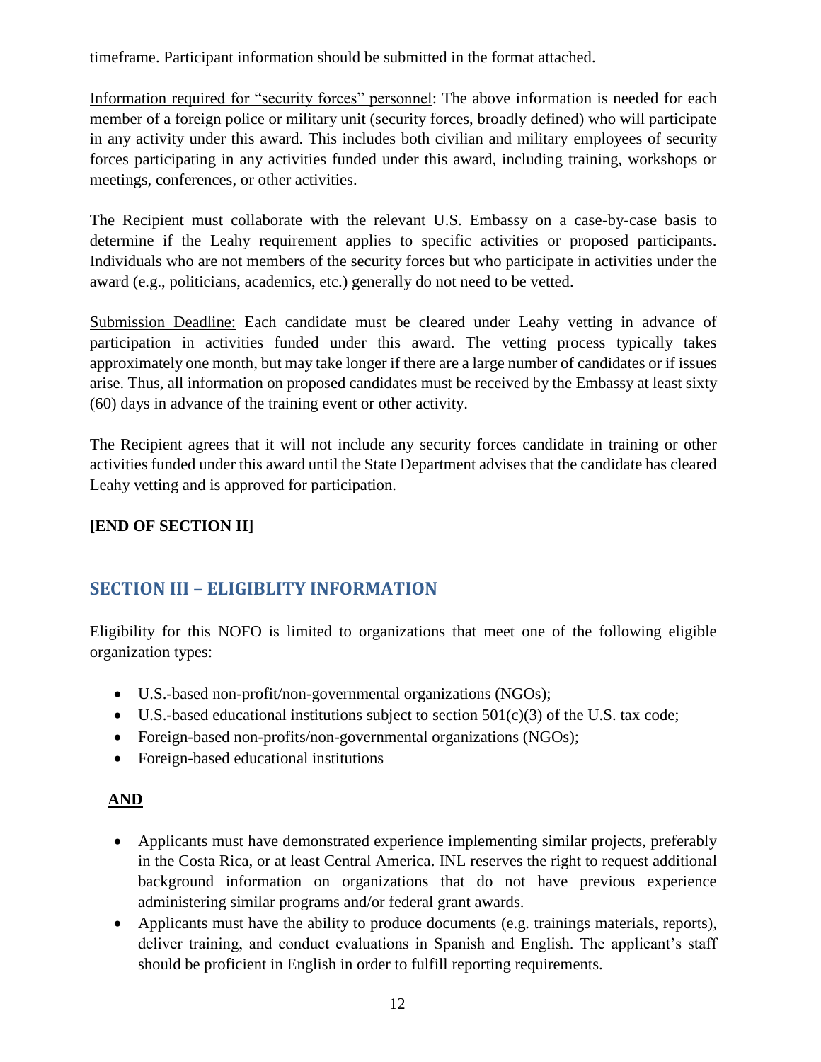timeframe. Participant information should be submitted in the format attached.

Information required for "security forces" personnel: The above information is needed for each member of a foreign police or military unit (security forces, broadly defined) who will participate in any activity under this award. This includes both civilian and military employees of security forces participating in any activities funded under this award, including training, workshops or meetings, conferences, or other activities.

The Recipient must collaborate with the relevant U.S. Embassy on a case-by-case basis to determine if the Leahy requirement applies to specific activities or proposed participants. Individuals who are not members of the security forces but who participate in activities under the award (e.g., politicians, academics, etc.) generally do not need to be vetted.

Submission Deadline: Each candidate must be cleared under Leahy vetting in advance of participation in activities funded under this award. The vetting process typically takes approximately one month, but may take longer if there are a large number of candidates or if issues arise. Thus, all information on proposed candidates must be received by the Embassy at least sixty (60) days in advance of the training event or other activity.

The Recipient agrees that it will not include any security forces candidate in training or other activities funded under this award until the State Department advises that the candidate has cleared Leahy vetting and is approved for participation.

**[END OF SECTION II]**

## SECTION III – ELIGIBLITY INFORMATION

Eligibility for this NOFO is limited to organizations that meet one of the following eligible organization types:

- U.S.-based non-profit/non-governmental organizations (NGOs);
- U.S.-based educational institutions subject to section 501(c)(3) of the U.S. tax code;
- Foreign-based non-profits/non-governmental organizations (NGOs);
- Foreign-based educational institutions

**AND**

- Applicants must have demonstrated experience implementing similar projects, preferably in the Costa Rica, or at least Central America. INL reserves the right to request additional background information on organizations that do not have previous experience administering similar programs and/or federal grant awards.
- Applicants must have the ability to produce documents (e.g. trainings materials, reports), deliver training, and conduct evaluations in Spanish and English. The applicant's staff should be proficient in English in order to fulfill reporting requirements.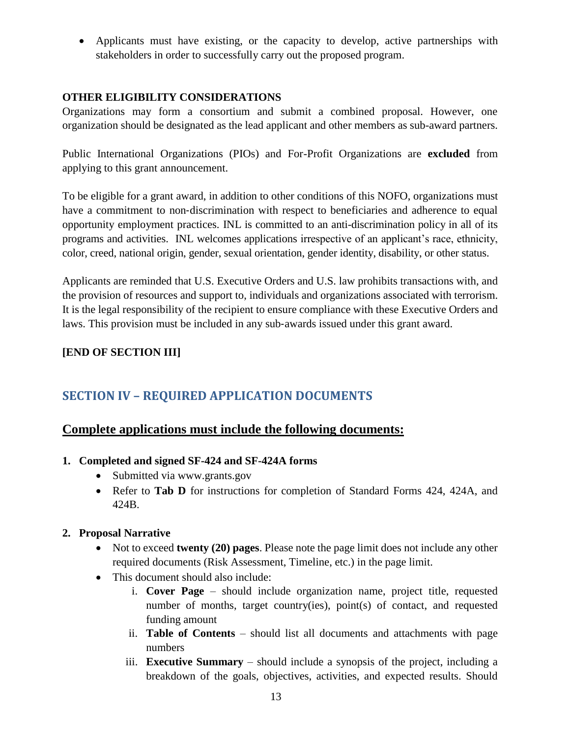- Applicants must have existing, or the capacity to develop, active partnerships with stakeholders in order to successfully carry out the proposed program.

**OTHER ELIGIBILITY CONSIDERATIONS**

Organizations may form a consortium and submit a combined proposal. However, one organization should be designated as the lead applicant and other members as sub-award partners.

Public International Organizations (PIOs) and For-Profit Organizations are **excluded** from applying to this grant announcement.

To be eligible for a grant award, in addition to other conditions of this NOFO, organizations must have a commitment to non-discrimination with respect to beneficiaries and adherence to equal opportunity employment practices. INL is committed to an anti-discrimination policy in all of its programs and activities. INL welcomes applications irrespective of an applicant's race, ethnicity, color, creed, national origin, gender, sexual orientation, gender identity, disability, or other status.

Applicants are reminded that U.S. Executive Orders and U.S. law prohibits transactions with, and the provision of resources and support to, individuals and organizations associated with terrorism. It is the legal responsibility of the recipient to ensure compliance with these Executive Orders and laws. This provision must be included in any sub-awards issued under this grant award.

**[END OF SECTION III]**

## SECTION IV – REQUIRED APPLICATION DOCUMENTS

### Complete applications must include the following documents:

1. **Completed and signed SF-424 and SF-424A forms**
   - Submitted via www.grants.gov
   - Refer to **Tab D** for instructions for completion of Standard Forms 424, 424A, and 424B.

2. **Proposal Narrative**
   - Not to exceed **twenty (20) pages**. Please note the page limit does not include any other required documents (Risk Assessment, Timeline, etc.) in the page limit.
   - This document should also include:
     i. **Cover Page** – should include organization name, project title, requested number of months, target country(ies), point(s) of contact, and requested funding amount
     ii. **Table of Contents** – should list all documents and attachments with page numbers
     iii. **Executive Summary** – should include a synopsis of the project, including a breakdown of the goals, objectives, activities, and expected results. Should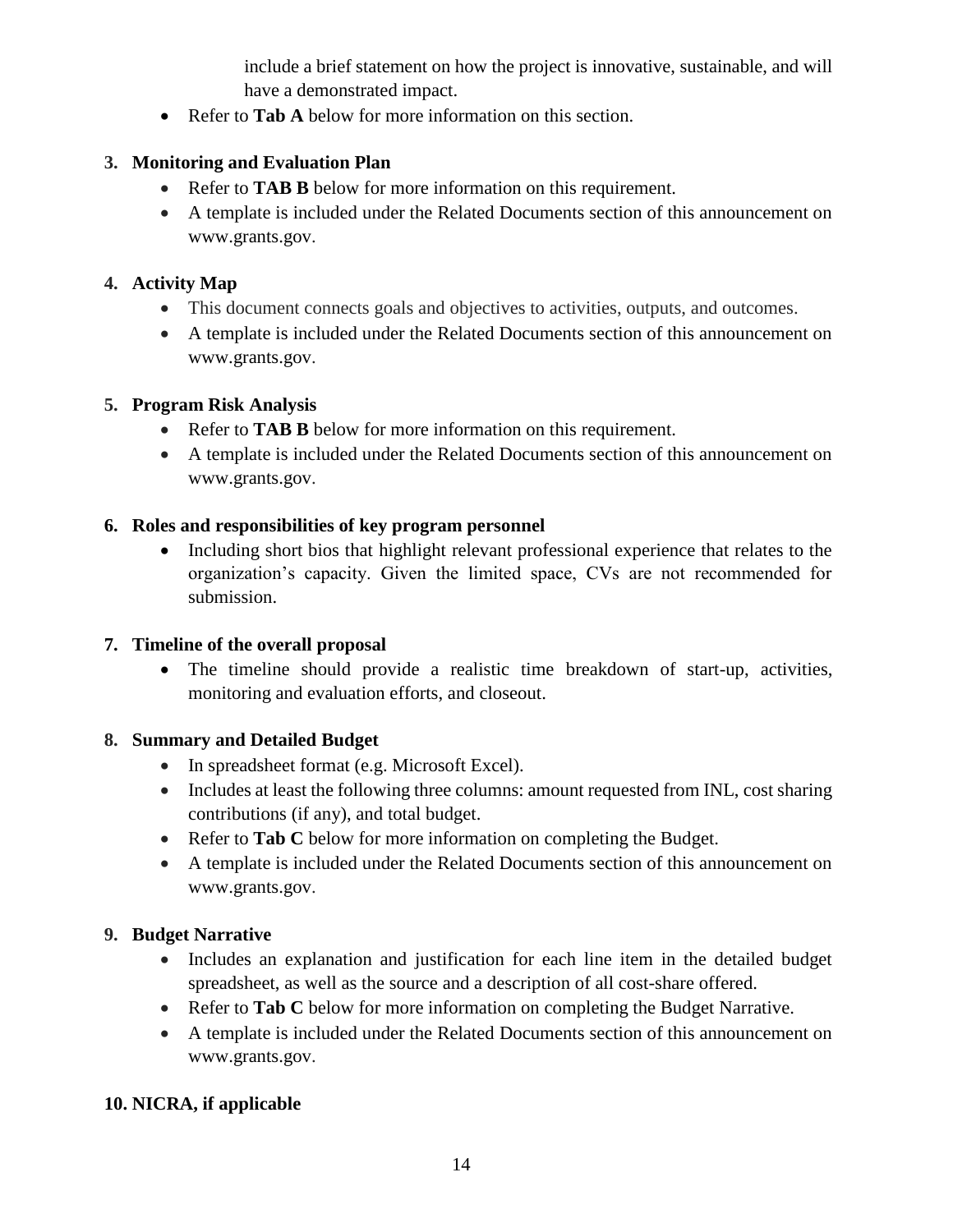include a brief statement on how the project is innovative, sustainable, and will have a demonstrated impact.

- Refer to **Tab A** below for more information on this section.

**3. Monitoring and Evaluation Plan**

- Refer to **TAB B** below for more information on this requirement.
- A template is included under the Related Documents section of this announcement on www.grants.gov.

**4. Activity Map**

- This document connects goals and objectives to activities, outputs, and outcomes.
- A template is included under the Related Documents section of this announcement on www.grants.gov.

**5. Program Risk Analysis**

- Refer to **TAB B** below for more information on this requirement.
- A template is included under the Related Documents section of this announcement on www.grants.gov.

**6. Roles and responsibilities of key program personnel**

- Including short bios that highlight relevant professional experience that relates to the organization's capacity. Given the limited space, CVs are not recommended for submission.

**7. Timeline of the overall proposal**

- The timeline should provide a realistic time breakdown of start-up, activities, monitoring and evaluation efforts, and closeout.

**8. Summary and Detailed Budget**

- In spreadsheet format (e.g. Microsoft Excel).
- Includes at least the following three columns: amount requested from INL, cost sharing contributions (if any), and total budget.
- Refer to **Tab C** below for more information on completing the Budget.
- A template is included under the Related Documents section of this announcement on www.grants.gov.

**9. Budget Narrative**

- Includes an explanation and justification for each line item in the detailed budget spreadsheet, as well as the source and a description of all cost-share offered.
- Refer to **Tab C** below for more information on completing the Budget Narrative.
- A template is included under the Related Documents section of this announcement on www.grants.gov.

**10. NICRA, if applicable**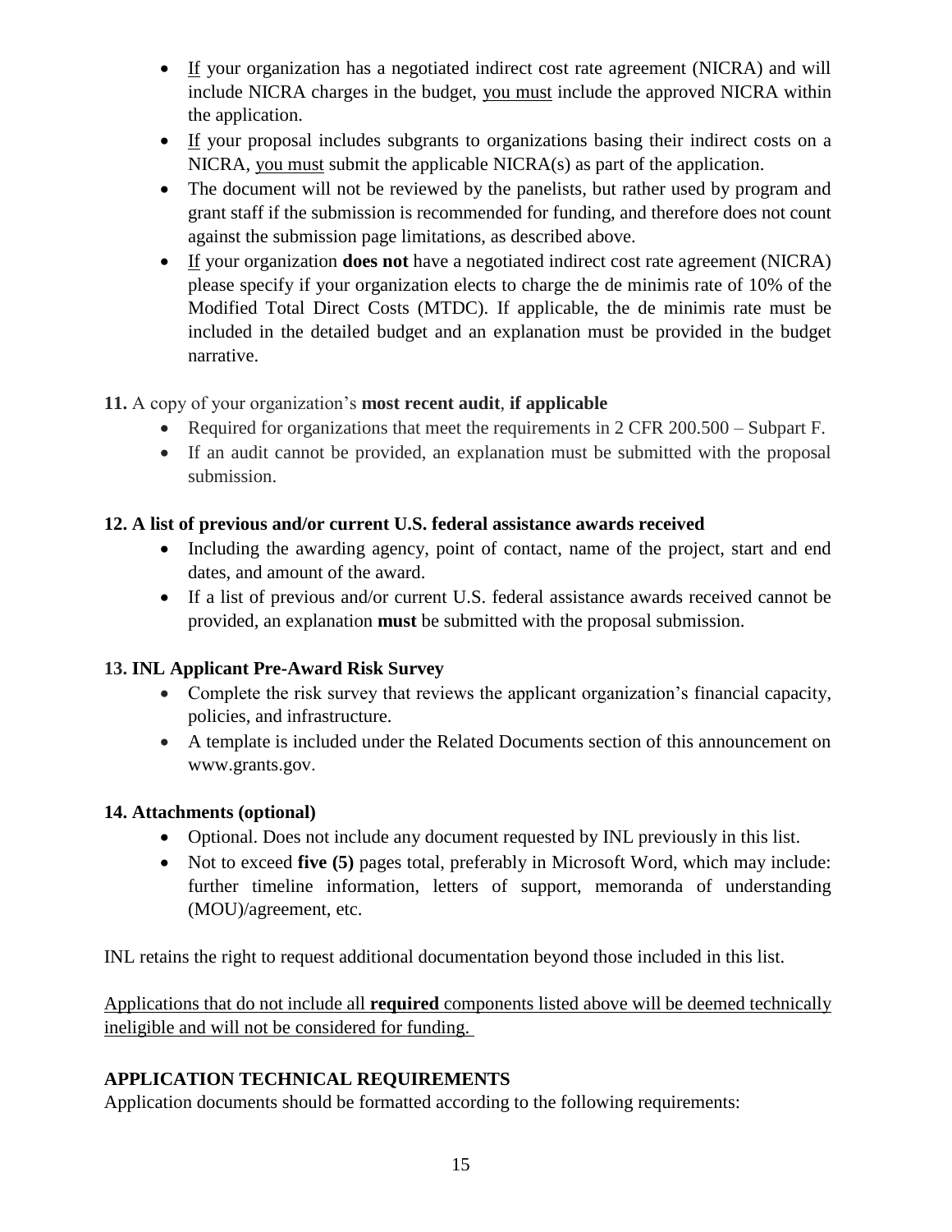- <u>If</u> your organization has a negotiated indirect cost rate agreement (NICRA) and will include NICRA charges in the budget, <u>you must</u> include the approved NICRA within the application.
- <u>If</u> your proposal includes subgrants to organizations basing their indirect costs on a NICRA, <u>you must</u> submit the applicable NICRA(s) as part of the application.
- The document will not be reviewed by the panelists, but rather used by program and grant staff if the submission is recommended for funding, and therefore does not count against the submission page limitations, as described above.
- <u>If</u> your organization **does not** have a negotiated indirect cost rate agreement (NICRA) please specify if your organization elects to charge the de minimis rate of 10% of the Modified Total Direct Costs (MTDC). If applicable, the de minimis rate must be included in the detailed budget and an explanation must be provided in the budget narrative.

**11.** A copy of your organization's **most recent audit**, **if applicable**

- Required for organizations that meet the requirements in 2 CFR 200.500 – Subpart F.
- If an audit cannot be provided, an explanation must be submitted with the proposal submission.

**12. A list of previous and/or current U.S. federal assistance awards received**

- Including the awarding agency, point of contact, name of the project, start and end dates, and amount of the award.
- If a list of previous and/or current U.S. federal assistance awards received cannot be provided, an explanation **must** be submitted with the proposal submission.

**13. INL Applicant Pre-Award Risk Survey**

- Complete the risk survey that reviews the applicant organization's financial capacity, policies, and infrastructure.
- A template is included under the Related Documents section of this announcement on www.grants.gov.

**14. Attachments (optional)**

- Optional. Does not include any document requested by INL previously in this list.
- Not to exceed **five (5)** pages total, preferably in Microsoft Word, which may include: further timeline information, letters of support, memoranda of understanding (MOU)/agreement, etc.

INL retains the right to request additional documentation beyond those included in this list.

<u>Applications that do not include all **required** components listed above will be deemed technically ineligible and will not be considered for funding.</u>

**APPLICATION TECHNICAL REQUIREMENTS**

Application documents should be formatted according to the following requirements: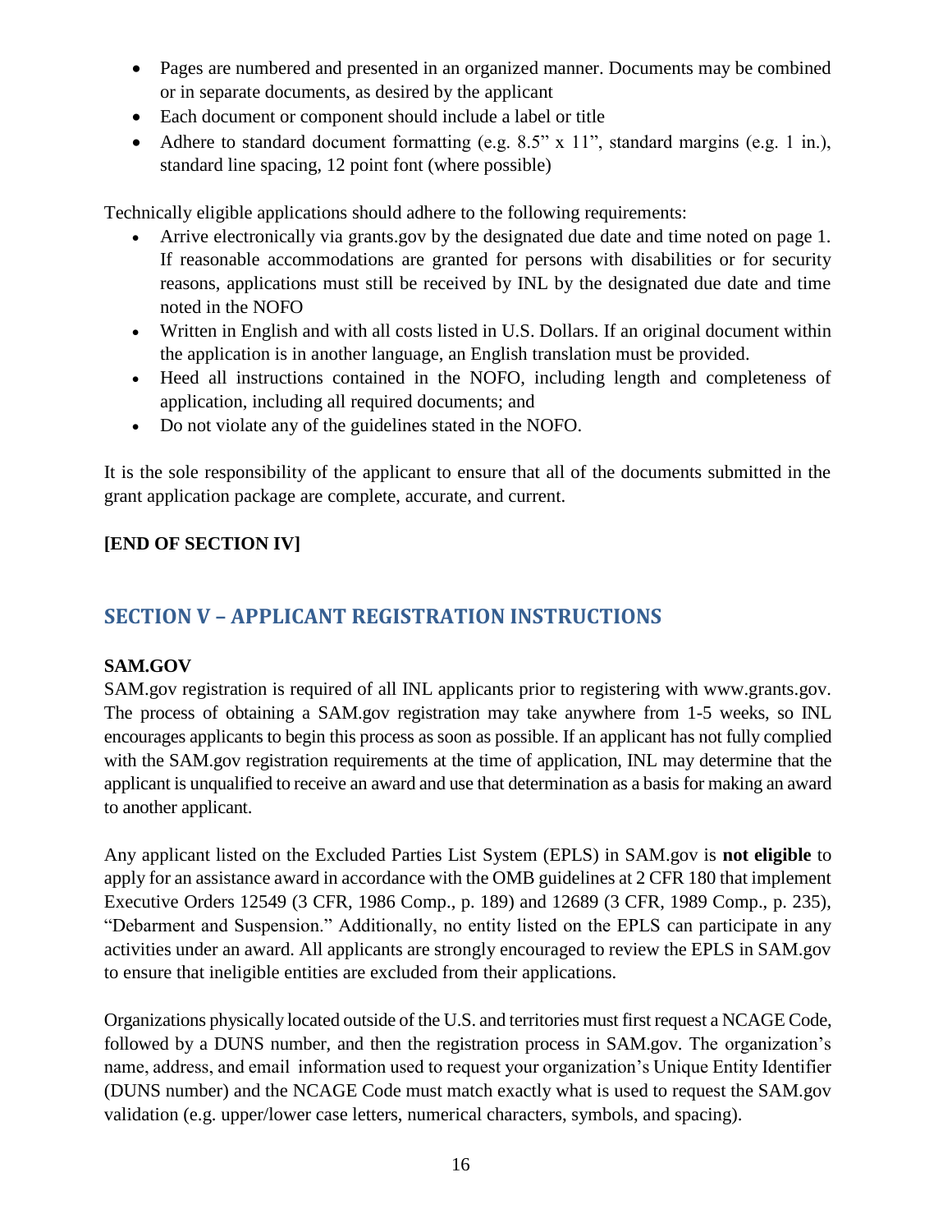- Pages are numbered and presented in an organized manner. Documents may be combined or in separate documents, as desired by the applicant
- Each document or component should include a label or title
- Adhere to standard document formatting (e.g. 8.5" x 11", standard margins (e.g. 1 in.), standard line spacing, 12 point font (where possible)

Technically eligible applications should adhere to the following requirements:

- Arrive electronically via grants.gov by the designated due date and time noted on page 1. If reasonable accommodations are granted for persons with disabilities or for security reasons, applications must still be received by INL by the designated due date and time noted in the NOFO
- Written in English and with all costs listed in U.S. Dollars. If an original document within the application is in another language, an English translation must be provided.
- Heed all instructions contained in the NOFO, including length and completeness of application, including all required documents; and
- Do not violate any of the guidelines stated in the NOFO.

It is the sole responsibility of the applicant to ensure that all of the documents submitted in the grant application package are complete, accurate, and current.

**[END OF SECTION IV]**

## SECTION V – APPLICANT REGISTRATION INSTRUCTIONS

**SAM.GOV**

SAM.gov registration is required of all INL applicants prior to registering with www.grants.gov. The process of obtaining a SAM.gov registration may take anywhere from 1-5 weeks, so INL encourages applicants to begin this process as soon as possible. If an applicant has not fully complied with the SAM.gov registration requirements at the time of application, INL may determine that the applicant is unqualified to receive an award and use that determination as a basis for making an award to another applicant.

Any applicant listed on the Excluded Parties List System (EPLS) in SAM.gov is **not eligible** to apply for an assistance award in accordance with the OMB guidelines at 2 CFR 180 that implement Executive Orders 12549 (3 CFR, 1986 Comp., p. 189) and 12689 (3 CFR, 1989 Comp., p. 235), "Debarment and Suspension." Additionally, no entity listed on the EPLS can participate in any activities under an award. All applicants are strongly encouraged to review the EPLS in SAM.gov to ensure that ineligible entities are excluded from their applications.

Organizations physically located outside of the U.S. and territories must first request a NCAGE Code, followed by a DUNS number, and then the registration process in SAM.gov. The organization's name, address, and email information used to request your organization's Unique Entity Identifier (DUNS number) and the NCAGE Code must match exactly what is used to request the SAM.gov validation (e.g. upper/lower case letters, numerical characters, symbols, and spacing).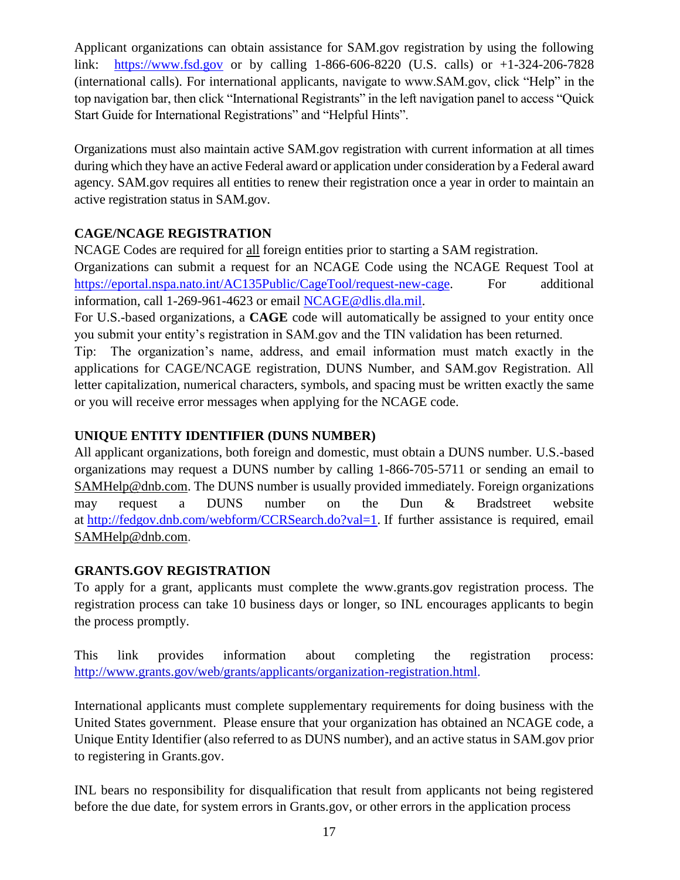Applicant organizations can obtain assistance for SAM.gov registration by using the following link: [https://www.fsd.gov](https://www.fsd.gov) or by calling 1-866-606-8220 (U.S. calls) or +1-324-206-7828 (international calls). For international applicants, navigate to www.SAM.gov, click "Help" in the top navigation bar, then click "International Registrants" in the left navigation panel to access "Quick Start Guide for International Registrations" and "Helpful Hints".

Organizations must also maintain active SAM.gov registration with current information at all times during which they have an active Federal award or application under consideration by a Federal award agency. SAM.gov requires all entities to renew their registration once a year in order to maintain an active registration status in SAM.gov.

**CAGE/NCAGE REGISTRATION**

NCAGE Codes are required for all foreign entities prior to starting a SAM registration.

Organizations can submit a request for an NCAGE Code using the NCAGE Request Tool at [https://eportal.nspa.nato.int/AC135Public/CageTool/request-new-cage](https://eportal.nspa.nato.int/AC135Public/CageTool/request-new-cage). For additional information, call 1-269-961-4623 or email [NCAGE@dlis.dla.mil](mailto:NCAGE@dlis.dla.mil).

For U.S.-based organizations, a **CAGE** code will automatically be assigned to your entity once you submit your entity's registration in SAM.gov and the TIN validation has been returned.

Tip: The organization's name, address, and email information must match exactly in the applications for CAGE/NCAGE registration, DUNS Number, and SAM.gov Registration. All letter capitalization, numerical characters, symbols, and spacing must be written exactly the same or you will receive error messages when applying for the NCAGE code.

**UNIQUE ENTITY IDENTIFIER (DUNS NUMBER)**

All applicant organizations, both foreign and domestic, must obtain a DUNS number. U.S.-based organizations may request a DUNS number by calling 1-866-705-5711 or sending an email to SAMHelp@dnb.com. The DUNS number is usually provided immediately. Foreign organizations may request a DUNS number on the Dun & Bradstreet website at [http://fedgov.dnb.com/webform/CCRSearch.do?val=1](http://fedgov.dnb.com/webform/CCRSearch.do?val=1). If further assistance is required, email SAMHelp@dnb.com.

**GRANTS.GOV REGISTRATION**

To apply for a grant, applicants must complete the www.grants.gov registration process. The registration process can take 10 business days or longer, so INL encourages applicants to begin the process promptly.

This link provides information about completing the registration process: [http://www.grants.gov/web/grants/applicants/organization-registration.html](http://www.grants.gov/web/grants/applicants/organization-registration.html).

International applicants must complete supplementary requirements for doing business with the United States government. Please ensure that your organization has obtained an NCAGE code, a Unique Entity Identifier (also referred to as DUNS number), and an active status in SAM.gov prior to registering in Grants.gov.

INL bears no responsibility for disqualification that result from applicants not being registered before the due date, for system errors in Grants.gov, or other errors in the application process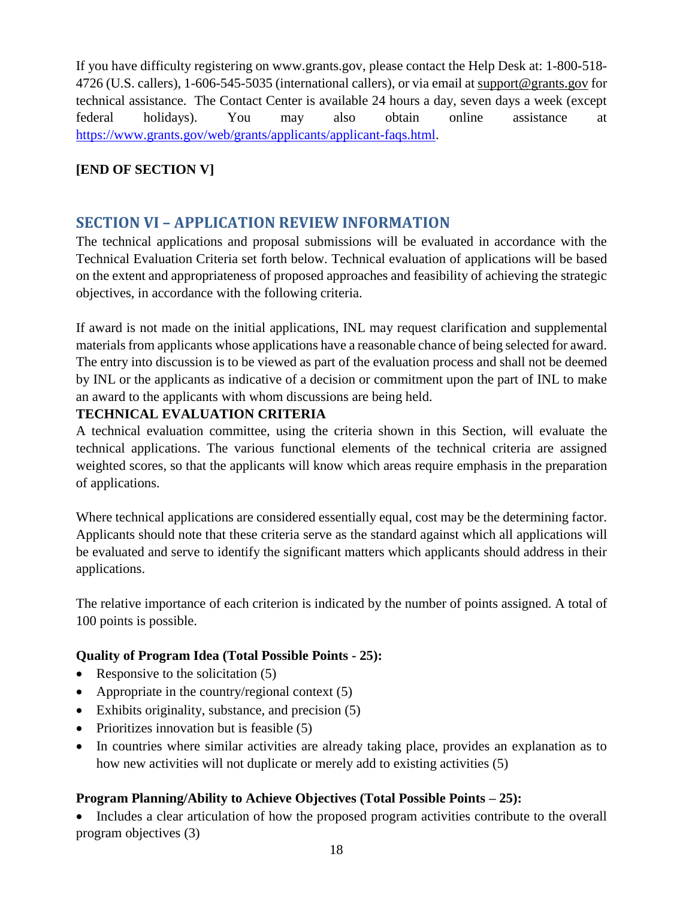If you have difficulty registering on www.grants.gov, please contact the Help Desk at: 1-800-518-4726 (U.S. callers), 1-606-545-5035 (international callers), or via email at support@grants.gov for technical assistance. The Contact Center is available 24 hours a day, seven days a week (except federal holidays). You may also obtain online assistance at https://www.grants.gov/web/grants/applicants/applicant-faqs.html.

**[END OF SECTION V]**

## SECTION VI – APPLICATION REVIEW INFORMATION

The technical applications and proposal submissions will be evaluated in accordance with the Technical Evaluation Criteria set forth below. Technical evaluation of applications will be based on the extent and appropriateness of proposed approaches and feasibility of achieving the strategic objectives, in accordance with the following criteria.

If award is not made on the initial applications, INL may request clarification and supplemental materials from applicants whose applications have a reasonable chance of being selected for award. The entry into discussion is to be viewed as part of the evaluation process and shall not be deemed by INL or the applicants as indicative of a decision or commitment upon the part of INL to make an award to the applicants with whom discussions are being held.

**TECHNICAL EVALUATION CRITERIA**

A technical evaluation committee, using the criteria shown in this Section, will evaluate the technical applications. The various functional elements of the technical criteria are assigned weighted scores, so that the applicants will know which areas require emphasis in the preparation of applications.

Where technical applications are considered essentially equal, cost may be the determining factor. Applicants should note that these criteria serve as the standard against which all applications will be evaluated and serve to identify the significant matters which applicants should address in their applications.

The relative importance of each criterion is indicated by the number of points assigned. A total of 100 points is possible.

**Quality of Program Idea (Total Possible Points - 25):**

- Responsive to the solicitation (5)
- Appropriate in the country/regional context (5)
- Exhibits originality, substance, and precision (5)
- Prioritizes innovation but is feasible (5)
- In countries where similar activities are already taking place, provides an explanation as to how new activities will not duplicate or merely add to existing activities (5)

**Program Planning/Ability to Achieve Objectives (Total Possible Points – 25):**

- Includes a clear articulation of how the proposed program activities contribute to the overall program objectives (3)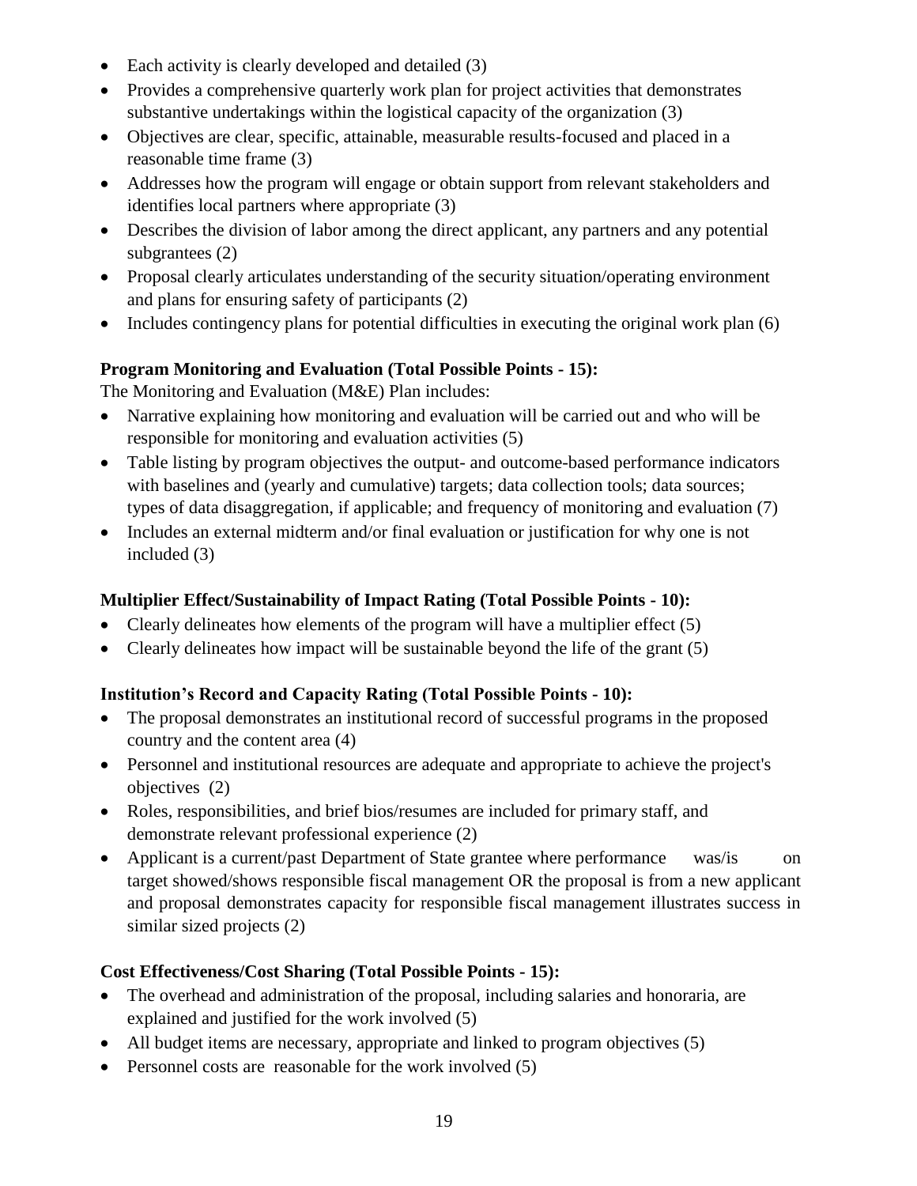- Each activity is clearly developed and detailed (3)
- Provides a comprehensive quarterly work plan for project activities that demonstrates substantive undertakings within the logistical capacity of the organization (3)
- Objectives are clear, specific, attainable, measurable results-focused and placed in a reasonable time frame (3)
- Addresses how the program will engage or obtain support from relevant stakeholders and identifies local partners where appropriate (3)
- Describes the division of labor among the direct applicant, any partners and any potential subgrantees (2)
- Proposal clearly articulates understanding of the security situation/operating environment and plans for ensuring safety of participants (2)
- Includes contingency plans for potential difficulties in executing the original work plan (6)

**Program Monitoring and Evaluation (Total Possible Points - 15):**

The Monitoring and Evaluation (M&E) Plan includes:

- Narrative explaining how monitoring and evaluation will be carried out and who will be responsible for monitoring and evaluation activities (5)
- Table listing by program objectives the output- and outcome-based performance indicators with baselines and (yearly and cumulative) targets; data collection tools; data sources; types of data disaggregation, if applicable; and frequency of monitoring and evaluation (7)
- Includes an external midterm and/or final evaluation or justification for why one is not included (3)

**Multiplier Effect/Sustainability of Impact Rating (Total Possible Points - 10):**

- Clearly delineates how elements of the program will have a multiplier effect (5)
- Clearly delineates how impact will be sustainable beyond the life of the grant (5)

**Institution's Record and Capacity Rating (Total Possible Points - 10):**

- The proposal demonstrates an institutional record of successful programs in the proposed country and the content area (4)
- Personnel and institutional resources are adequate and appropriate to achieve the project's objectives (2)
- Roles, responsibilities, and brief bios/resumes are included for primary staff, and demonstrate relevant professional experience (2)
- Applicant is a current/past Department of State grantee where performance was/is on target showed/shows responsible fiscal management OR the proposal is from a new applicant and proposal demonstrates capacity for responsible fiscal management illustrates success in similar sized projects (2)

**Cost Effectiveness/Cost Sharing (Total Possible Points - 15):**

- The overhead and administration of the proposal, including salaries and honoraria, are explained and justified for the work involved (5)
- All budget items are necessary, appropriate and linked to program objectives (5)
- Personnel costs are reasonable for the work involved (5)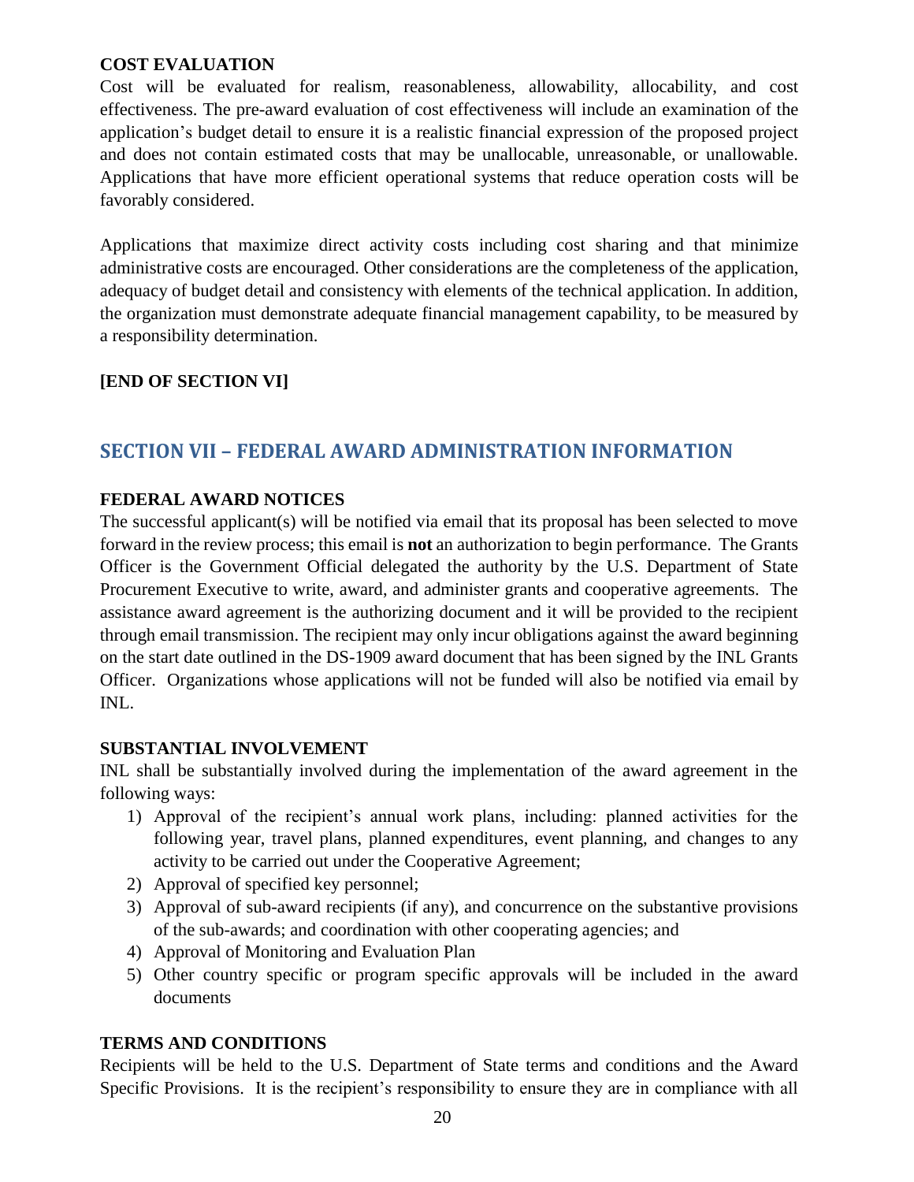**COST EVALUATION**

Cost will be evaluated for realism, reasonableness, allowability, allocability, and cost effectiveness. The pre-award evaluation of cost effectiveness will include an examination of the application's budget detail to ensure it is a realistic financial expression of the proposed project and does not contain estimated costs that may be unallocable, unreasonable, or unallowable. Applications that have more efficient operational systems that reduce operation costs will be favorably considered.

Applications that maximize direct activity costs including cost sharing and that minimize administrative costs are encouraged. Other considerations are the completeness of the application, adequacy of budget detail and consistency with elements of the technical application. In addition, the organization must demonstrate adequate financial management capability, to be measured by a responsibility determination.

**[END OF SECTION VI]**

## SECTION VII – FEDERAL AWARD ADMINISTRATION INFORMATION

**FEDERAL AWARD NOTICES**

The successful applicant(s) will be notified via email that its proposal has been selected to move forward in the review process; this email is **not** an authorization to begin performance. The Grants Officer is the Government Official delegated the authority by the U.S. Department of State Procurement Executive to write, award, and administer grants and cooperative agreements. The assistance award agreement is the authorizing document and it will be provided to the recipient through email transmission. The recipient may only incur obligations against the award beginning on the start date outlined in the DS-1909 award document that has been signed by the INL Grants Officer. Organizations whose applications will not be funded will also be notified via email by INL.

**SUBSTANTIAL INVOLVEMENT**

INL shall be substantially involved during the implementation of the award agreement in the following ways:

1) Approval of the recipient's annual work plans, including: planned activities for the following year, travel plans, planned expenditures, event planning, and changes to any activity to be carried out under the Cooperative Agreement;
2) Approval of specified key personnel;
3) Approval of sub-award recipients (if any), and concurrence on the substantive provisions of the sub-awards; and coordination with other cooperating agencies; and
4) Approval of Monitoring and Evaluation Plan
5) Other country specific or program specific approvals will be included in the award documents

**TERMS AND CONDITIONS**

Recipients will be held to the U.S. Department of State terms and conditions and the Award Specific Provisions. It is the recipient's responsibility to ensure they are in compliance with all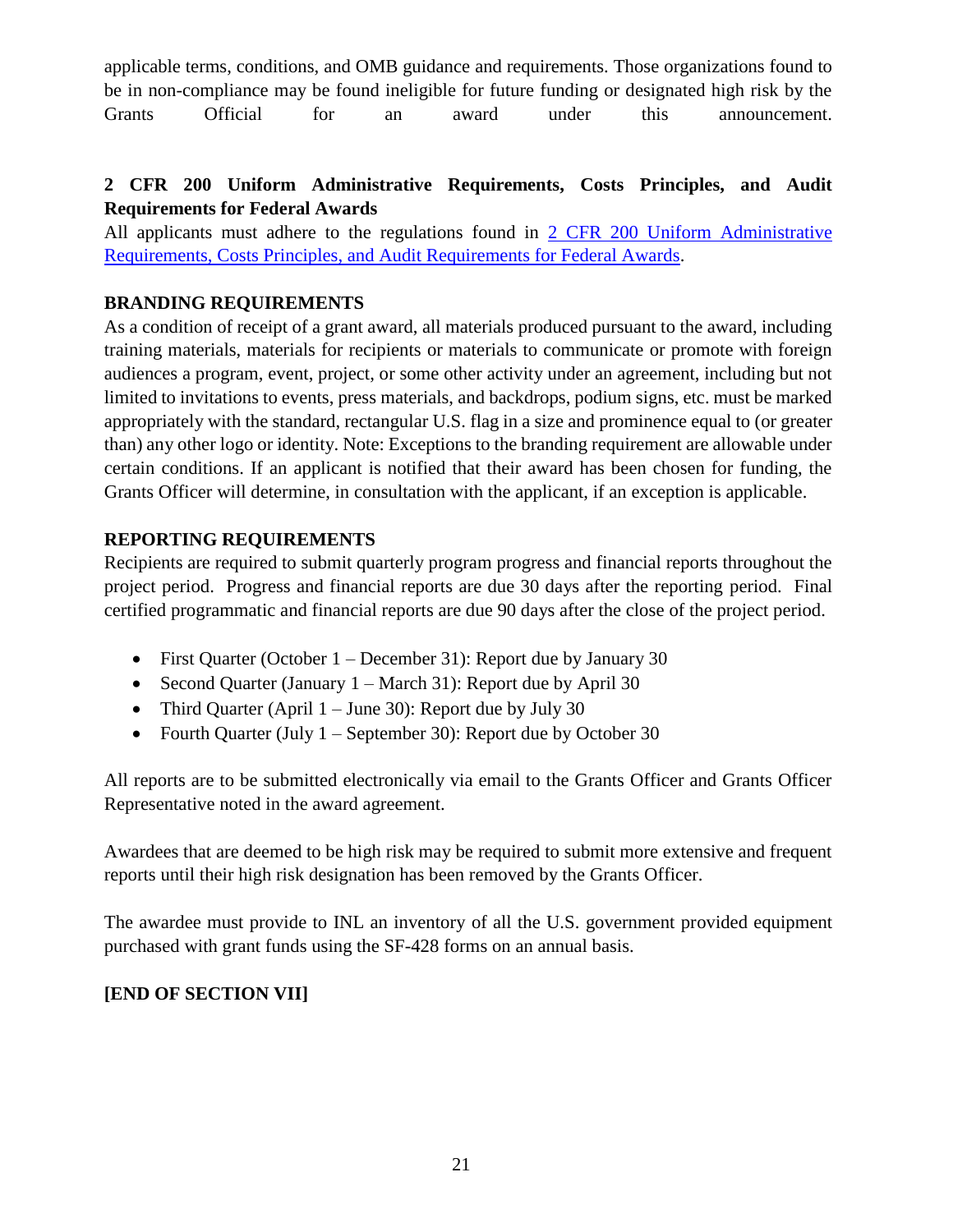applicable terms, conditions, and OMB guidance and requirements. Those organizations found to be in non-compliance may be found ineligible for future funding or designated high risk by the Grants Official for an award under this announcement.

**2 CFR 200 Uniform Administrative Requirements, Costs Principles, and Audit Requirements for Federal Awards**

All applicants must adhere to the regulations found in [2 CFR 200 Uniform Administrative Requirements, Costs Principles, and Audit Requirements for Federal Awards]().

**BRANDING REQUIREMENTS**

As a condition of receipt of a grant award, all materials produced pursuant to the award, including training materials, materials for recipients or materials to communicate or promote with foreign audiences a program, event, project, or some other activity under an agreement, including but not limited to invitations to events, press materials, and backdrops, podium signs, etc. must be marked appropriately with the standard, rectangular U.S. flag in a size and prominence equal to (or greater than) any other logo or identity. Note: Exceptions to the branding requirement are allowable under certain conditions. If an applicant is notified that their award has been chosen for funding, the Grants Officer will determine, in consultation with the applicant, if an exception is applicable.

**REPORTING REQUIREMENTS**

Recipients are required to submit quarterly program progress and financial reports throughout the project period. Progress and financial reports are due 30 days after the reporting period. Final certified programmatic and financial reports are due 90 days after the close of the project period.

- First Quarter (October 1 – December 31): Report due by January 30
- Second Quarter (January 1 – March 31): Report due by April 30
- Third Quarter (April 1 – June 30): Report due by July 30
- Fourth Quarter (July 1 – September 30): Report due by October 30

All reports are to be submitted electronically via email to the Grants Officer and Grants Officer Representative noted in the award agreement.

Awardees that are deemed to be high risk may be required to submit more extensive and frequent reports until their high risk designation has been removed by the Grants Officer.

The awardee must provide to INL an inventory of all the U.S. government provided equipment purchased with grant funds using the SF-428 forms on an annual basis.

**[END OF SECTION VII]**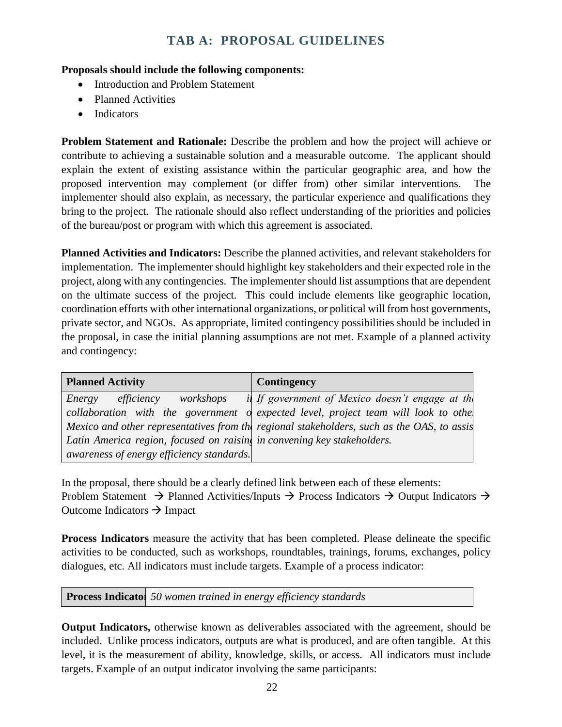## TAB A: PROPOSAL GUIDELINES

**Proposals should include the following components:**

- Introduction and Problem Statement
- Planned Activities
- Indicators

**Problem Statement and Rationale:** Describe the problem and how the project will achieve or contribute to achieving a sustainable solution and a measurable outcome. The applicant should explain the extent of existing assistance within the particular geographic area, and how the proposed intervention may complement (or differ from) other similar interventions. The implementer should also explain, as necessary, the particular experience and qualifications they bring to the project. The rationale should also reflect understanding of the priorities and policies of the bureau/post or program with which this agreement is associated.

**Planned Activities and Indicators:** Describe the planned activities, and relevant stakeholders for implementation. The implementer should highlight key stakeholders and their expected role in the project, along with any contingencies. The implementer should list assumptions that are dependent on the ultimate success of the project. This could include elements like geographic location, coordination efforts with other international organizations, or political will from host governments, private sector, and NGOs. As appropriate, limited contingency possibilities should be included in the proposal, in case the initial planning assumptions are not met. Example of a planned activity and contingency:

| Planned Activity | Contingency |
|---|---|
| *Energy efficiency workshops in collaboration with the government of Mexico and other representatives from the Latin America region, focused on raising awareness of energy efficiency standards.* | *If government of Mexico doesn't engage at the expected level, project team will look to other regional stakeholders, such as the OAS, to assist in convening key stakeholders.* |

In the proposal, there should be a clearly defined link between each of these elements:
Problem Statement → Planned Activities/Inputs → Process Indicators → Output Indicators → Outcome Indicators → Impact

**Process Indicators** measure the activity that has been completed. Please delineate the specific activities to be conducted, such as workshops, roundtables, trainings, forums, exchanges, policy dialogues, etc. All indicators must include targets. Example of a process indicator:

| Process Indicator | *50 women trained in energy efficiency standards* |
|---|---|

**Output Indicators,** otherwise known as deliverables associated with the agreement, should be included. Unlike process indicators, outputs are what is produced, and are often tangible. At this level, it is the measurement of ability, knowledge, skills, or access. All indicators must include targets. Example of an output indicator involving the same participants: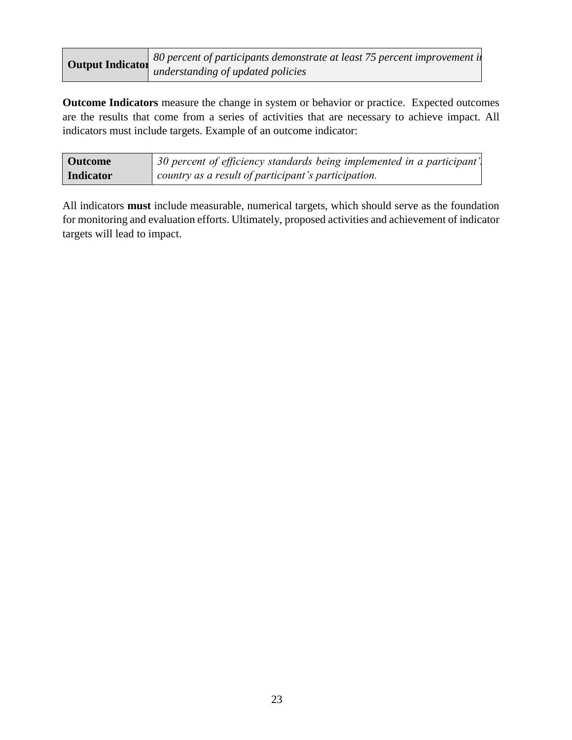| **Output Indicator** | *80 percent of participants demonstrate at least 75 percent improvement in understanding of updated policies* |
|---|---|

**Outcome Indicators** measure the change in system or behavior or practice. Expected outcomes are the results that come from a series of activities that are necessary to achieve impact. All indicators must include targets. Example of an outcome indicator:

| **Outcome Indicator** | *30 percent of efficiency standards being implemented in a participant's country as a result of participant's participation.* |
|---|---|

All indicators **must** include measurable, numerical targets, which should serve as the foundation for monitoring and evaluation efforts. Ultimately, proposed activities and achievement of indicator targets will lead to impact.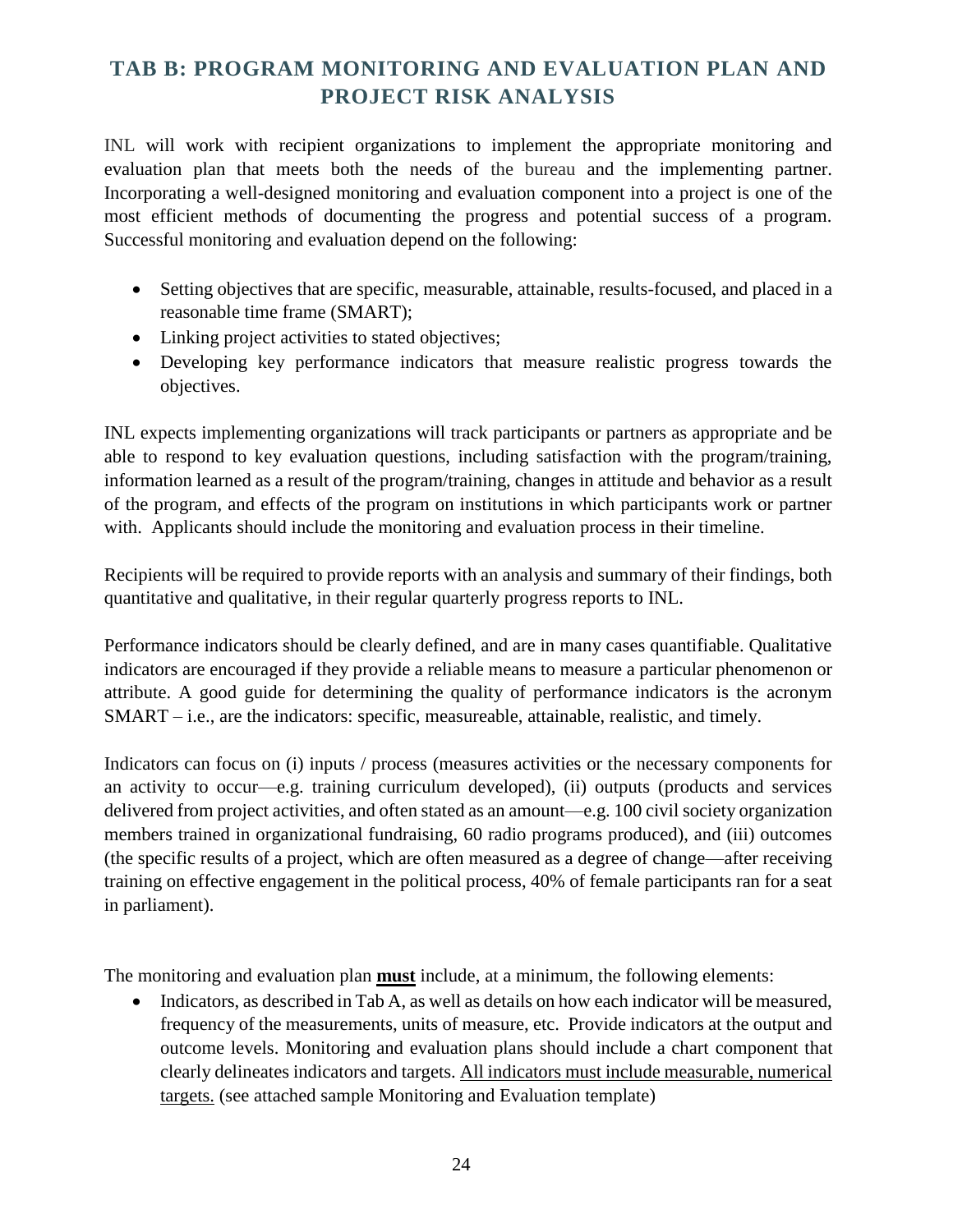## TAB B: PROGRAM MONITORING AND EVALUATION PLAN AND PROJECT RISK ANALYSIS

INL will work with recipient organizations to implement the appropriate monitoring and evaluation plan that meets both the needs of the bureau and the implementing partner. Incorporating a well-designed monitoring and evaluation component into a project is one of the most efficient methods of documenting the progress and potential success of a program. Successful monitoring and evaluation depend on the following:

- Setting objectives that are specific, measurable, attainable, results-focused, and placed in a reasonable time frame (SMART);
- Linking project activities to stated objectives;
- Developing key performance indicators that measure realistic progress towards the objectives.

INL expects implementing organizations will track participants or partners as appropriate and be able to respond to key evaluation questions, including satisfaction with the program/training, information learned as a result of the program/training, changes in attitude and behavior as a result of the program, and effects of the program on institutions in which participants work or partner with. Applicants should include the monitoring and evaluation process in their timeline.

Recipients will be required to provide reports with an analysis and summary of their findings, both quantitative and qualitative, in their regular quarterly progress reports to INL.

Performance indicators should be clearly defined, and are in many cases quantifiable. Qualitative indicators are encouraged if they provide a reliable means to measure a particular phenomenon or attribute. A good guide for determining the quality of performance indicators is the acronym SMART – i.e., are the indicators: specific, measureable, attainable, realistic, and timely.

Indicators can focus on (i) inputs / process (measures activities or the necessary components for an activity to occur—e.g. training curriculum developed), (ii) outputs (products and services delivered from project activities, and often stated as an amount—e.g. 100 civil society organization members trained in organizational fundraising, 60 radio programs produced), and (iii) outcomes (the specific results of a project, which are often measured as a degree of change—after receiving training on effective engagement in the political process, 40% of female participants ran for a seat in parliament).

The monitoring and evaluation plan **must** include, at a minimum, the following elements:

- Indicators, as described in Tab A, as well as details on how each indicator will be measured, frequency of the measurements, units of measure, etc. Provide indicators at the output and outcome levels. Monitoring and evaluation plans should include a chart component that clearly delineates indicators and targets. All indicators must include measurable, numerical targets. (see attached sample Monitoring and Evaluation template)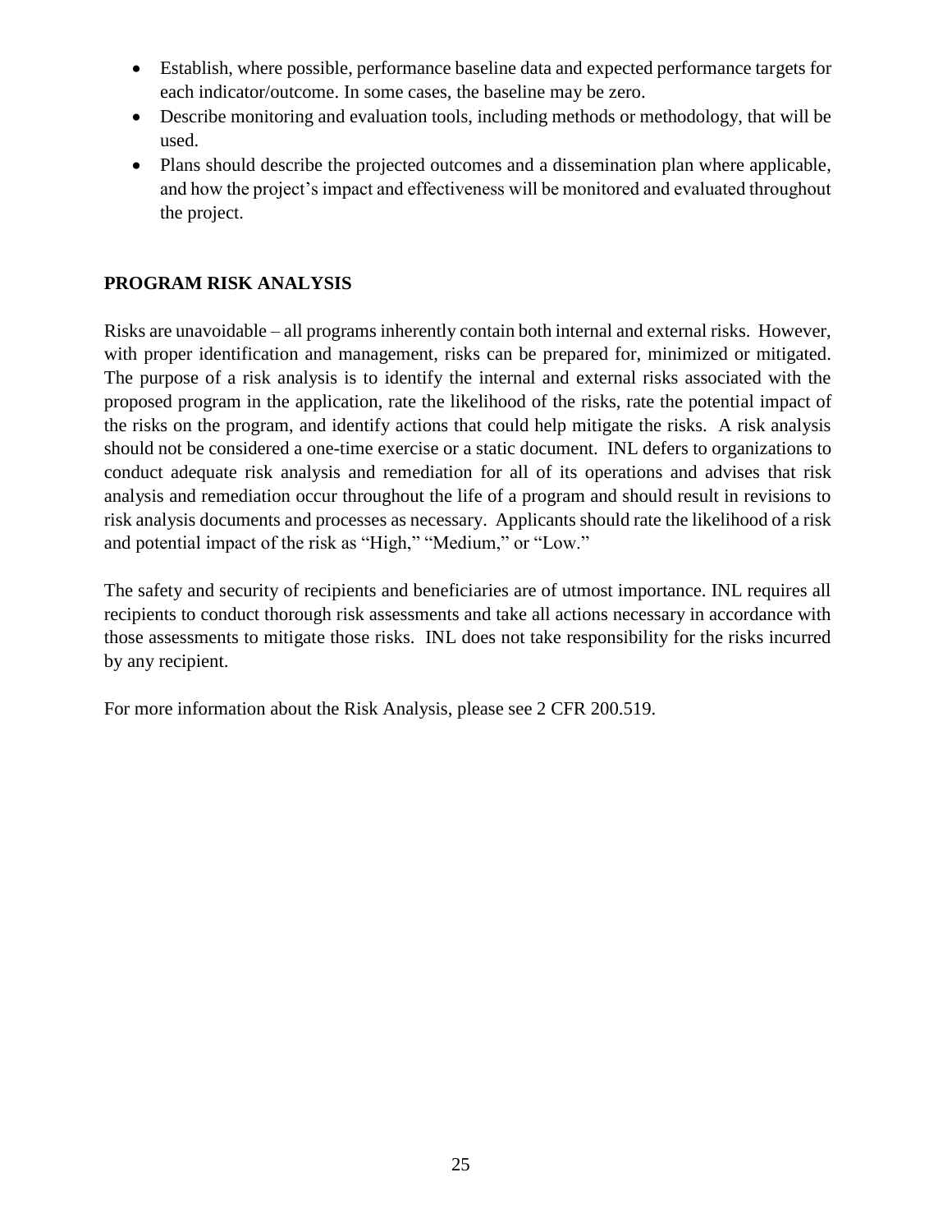- Establish, where possible, performance baseline data and expected performance targets for each indicator/outcome. In some cases, the baseline may be zero.
- Describe monitoring and evaluation tools, including methods or methodology, that will be used.
- Plans should describe the projected outcomes and a dissemination plan where applicable, and how the project's impact and effectiveness will be monitored and evaluated throughout the project.

## PROGRAM RISK ANALYSIS

Risks are unavoidable – all programs inherently contain both internal and external risks. However, with proper identification and management, risks can be prepared for, minimized or mitigated. The purpose of a risk analysis is to identify the internal and external risks associated with the proposed program in the application, rate the likelihood of the risks, rate the potential impact of the risks on the program, and identify actions that could help mitigate the risks. A risk analysis should not be considered a one-time exercise or a static document. INL defers to organizations to conduct adequate risk analysis and remediation for all of its operations and advises that risk analysis and remediation occur throughout the life of a program and should result in revisions to risk analysis documents and processes as necessary. Applicants should rate the likelihood of a risk and potential impact of the risk as "High," "Medium," or "Low."

The safety and security of recipients and beneficiaries are of utmost importance. INL requires all recipients to conduct thorough risk assessments and take all actions necessary in accordance with those assessments to mitigate those risks. INL does not take responsibility for the risks incurred by any recipient.

For more information about the Risk Analysis, please see 2 CFR 200.519.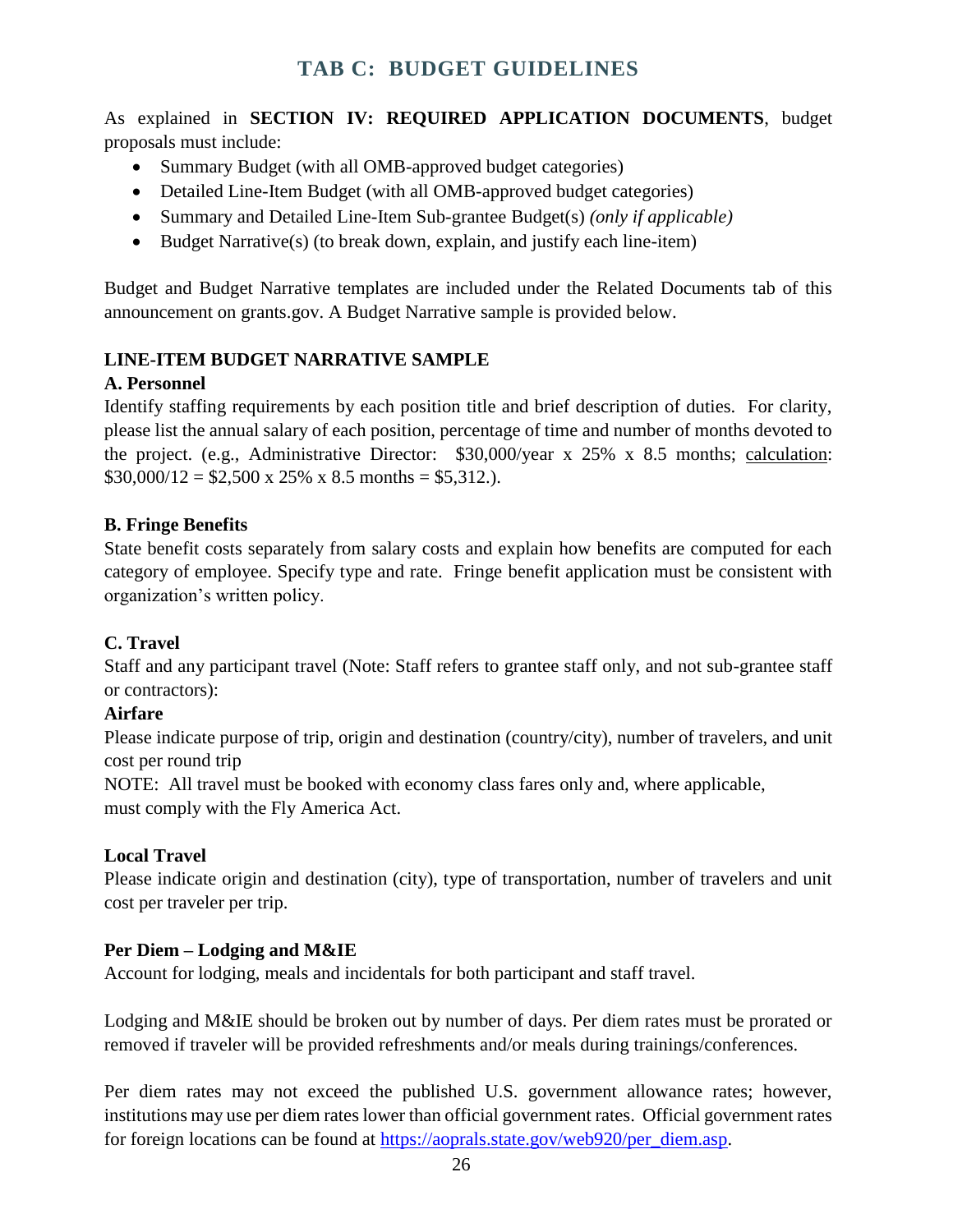# TAB C: BUDGET GUIDELINES

As explained in **SECTION IV: REQUIRED APPLICATION DOCUMENTS**, budget proposals must include:

- Summary Budget (with all OMB-approved budget categories)
- Detailed Line-Item Budget (with all OMB-approved budget categories)
- Summary and Detailed Line-Item Sub-grantee Budget(s) *(only if applicable)*
- Budget Narrative(s) (to break down, explain, and justify each line-item)

Budget and Budget Narrative templates are included under the Related Documents tab of this announcement on grants.gov. A Budget Narrative sample is provided below.

**LINE-ITEM BUDGET NARRATIVE SAMPLE**

**A. Personnel**

Identify staffing requirements by each position title and brief description of duties. For clarity, please list the annual salary of each position, percentage of time and number of months devoted to the project. (e.g., Administrative Director: $30,000/year x 25% x 8.5 months; calculation: $30,000/12 = $2,500 x 25% x 8.5 months = $5,312.).

**B. Fringe Benefits**

State benefit costs separately from salary costs and explain how benefits are computed for each category of employee. Specify type and rate. Fringe benefit application must be consistent with organization's written policy.

**C. Travel**

Staff and any participant travel (Note: Staff refers to grantee staff only, and not sub-grantee staff or contractors):

**Airfare**

Please indicate purpose of trip, origin and destination (country/city), number of travelers, and unit cost per round trip

NOTE: All travel must be booked with economy class fares only and, where applicable, must comply with the Fly America Act.

**Local Travel**

Please indicate origin and destination (city), type of transportation, number of travelers and unit cost per traveler per trip.

**Per Diem – Lodging and M&IE**

Account for lodging, meals and incidentals for both participant and staff travel.

Lodging and M&IE should be broken out by number of days. Per diem rates must be prorated or removed if traveler will be provided refreshments and/or meals during trainings/conferences.

Per diem rates may not exceed the published U.S. government allowance rates; however, institutions may use per diem rates lower than official government rates. Official government rates for foreign locations can be found at https://aoprals.state.gov/web920/per_diem.asp.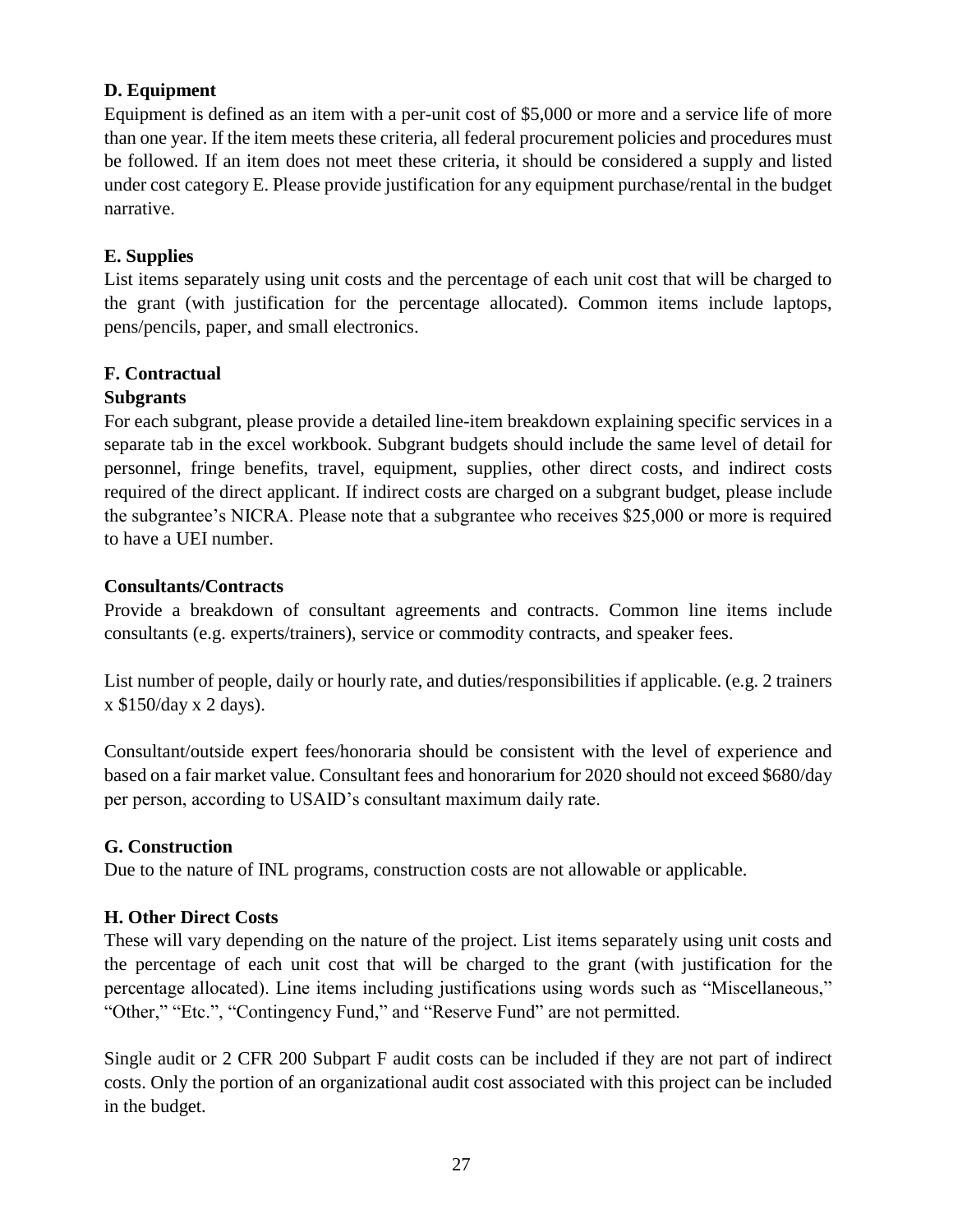**D. Equipment**

Equipment is defined as an item with a per-unit cost of $5,000 or more and a service life of more than one year. If the item meets these criteria, all federal procurement policies and procedures must be followed. If an item does not meet these criteria, it should be considered a supply and listed under cost category E. Please provide justification for any equipment purchase/rental in the budget narrative.

**E. Supplies**

List items separately using unit costs and the percentage of each unit cost that will be charged to the grant (with justification for the percentage allocated). Common items include laptops, pens/pencils, paper, and small electronics.

**F. Contractual**

**Subgrants**

For each subgrant, please provide a detailed line-item breakdown explaining specific services in a separate tab in the excel workbook. Subgrant budgets should include the same level of detail for personnel, fringe benefits, travel, equipment, supplies, other direct costs, and indirect costs required of the direct applicant. If indirect costs are charged on a subgrant budget, please include the subgrantee's NICRA. Please note that a subgrantee who receives $25,000 or more is required to have a UEI number.

**Consultants/Contracts**

Provide a breakdown of consultant agreements and contracts. Common line items include consultants (e.g. experts/trainers), service or commodity contracts, and speaker fees.

List number of people, daily or hourly rate, and duties/responsibilities if applicable. (e.g. 2 trainers x $150/day x 2 days).

Consultant/outside expert fees/honoraria should be consistent with the level of experience and based on a fair market value. Consultant fees and honorarium for 2020 should not exceed $680/day per person, according to USAID's consultant maximum daily rate.

**G. Construction**

Due to the nature of INL programs, construction costs are not allowable or applicable.

**H. Other Direct Costs**

These will vary depending on the nature of the project. List items separately using unit costs and the percentage of each unit cost that will be charged to the grant (with justification for the percentage allocated). Line items including justifications using words such as "Miscellaneous," "Other," "Etc.", "Contingency Fund," and "Reserve Fund" are not permitted.

Single audit or 2 CFR 200 Subpart F audit costs can be included if they are not part of indirect costs. Only the portion of an organizational audit cost associated with this project can be included in the budget.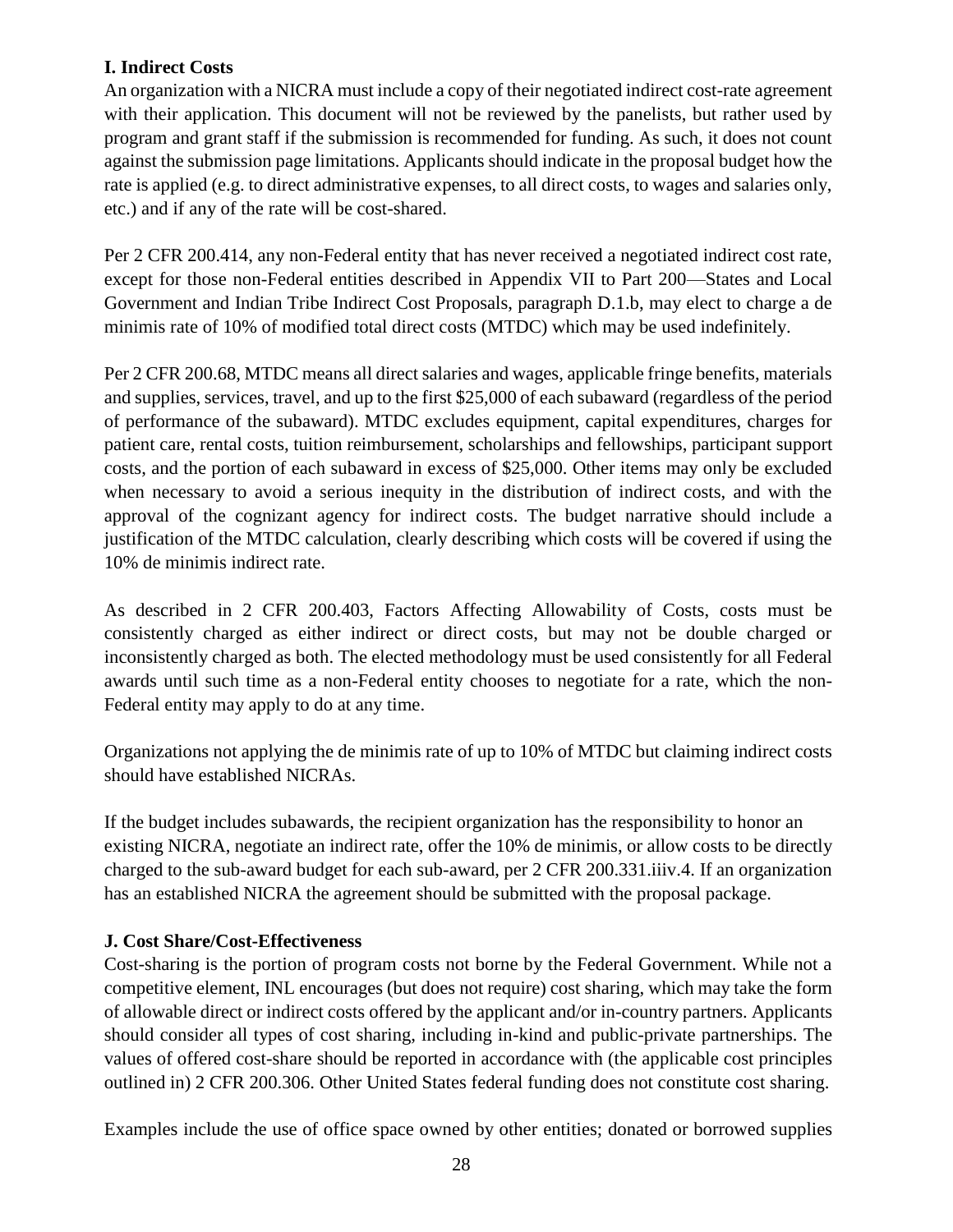**I. Indirect Costs**

An organization with a NICRA must include a copy of their negotiated indirect cost-rate agreement with their application. This document will not be reviewed by the panelists, but rather used by program and grant staff if the submission is recommended for funding. As such, it does not count against the submission page limitations. Applicants should indicate in the proposal budget how the rate is applied (e.g. to direct administrative expenses, to all direct costs, to wages and salaries only, etc.) and if any of the rate will be cost-shared.

Per 2 CFR 200.414, any non-Federal entity that has never received a negotiated indirect cost rate, except for those non-Federal entities described in Appendix VII to Part 200—States and Local Government and Indian Tribe Indirect Cost Proposals, paragraph D.1.b, may elect to charge a de minimis rate of 10% of modified total direct costs (MTDC) which may be used indefinitely.

Per 2 CFR 200.68, MTDC means all direct salaries and wages, applicable fringe benefits, materials and supplies, services, travel, and up to the first $25,000 of each subaward (regardless of the period of performance of the subaward). MTDC excludes equipment, capital expenditures, charges for patient care, rental costs, tuition reimbursement, scholarships and fellowships, participant support costs, and the portion of each subaward in excess of $25,000. Other items may only be excluded when necessary to avoid a serious inequity in the distribution of indirect costs, and with the approval of the cognizant agency for indirect costs. The budget narrative should include a justification of the MTDC calculation, clearly describing which costs will be covered if using the 10% de minimis indirect rate.

As described in 2 CFR 200.403, Factors Affecting Allowability of Costs, costs must be consistently charged as either indirect or direct costs, but may not be double charged or inconsistently charged as both. The elected methodology must be used consistently for all Federal awards until such time as a non-Federal entity chooses to negotiate for a rate, which the non-Federal entity may apply to do at any time.

Organizations not applying the de minimis rate of up to 10% of MTDC but claiming indirect costs should have established NICRAs.

If the budget includes subawards, the recipient organization has the responsibility to honor an existing NICRA, negotiate an indirect rate, offer the 10% de minimis, or allow costs to be directly charged to the sub-award budget for each sub-award, per 2 CFR 200.331.iiiv.4. If an organization has an established NICRA the agreement should be submitted with the proposal package.

**J. Cost Share/Cost-Effectiveness**

Cost-sharing is the portion of program costs not borne by the Federal Government. While not a competitive element, INL encourages (but does not require) cost sharing, which may take the form of allowable direct or indirect costs offered by the applicant and/or in-country partners. Applicants should consider all types of cost sharing, including in-kind and public-private partnerships. The values of offered cost-share should be reported in accordance with (the applicable cost principles outlined in) 2 CFR 200.306. Other United States federal funding does not constitute cost sharing.

Examples include the use of office space owned by other entities; donated or borrowed supplies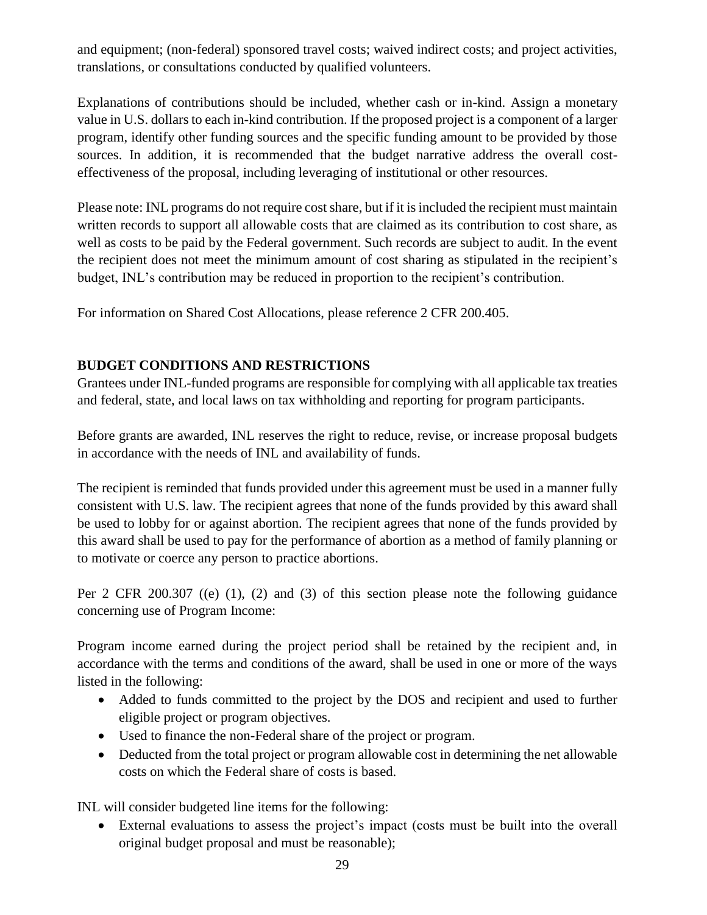and equipment; (non-federal) sponsored travel costs; waived indirect costs; and project activities, translations, or consultations conducted by qualified volunteers.

Explanations of contributions should be included, whether cash or in-kind. Assign a monetary value in U.S. dollars to each in-kind contribution. If the proposed project is a component of a larger program, identify other funding sources and the specific funding amount to be provided by those sources. In addition, it is recommended that the budget narrative address the overall cost-effectiveness of the proposal, including leveraging of institutional or other resources.

Please note: INL programs do not require cost share, but if it is included the recipient must maintain written records to support all allowable costs that are claimed as its contribution to cost share, as well as costs to be paid by the Federal government. Such records are subject to audit. In the event the recipient does not meet the minimum amount of cost sharing as stipulated in the recipient's budget, INL's contribution may be reduced in proportion to the recipient's contribution.

For information on Shared Cost Allocations, please reference 2 CFR 200.405.

**BUDGET CONDITIONS AND RESTRICTIONS**

Grantees under INL-funded programs are responsible for complying with all applicable tax treaties and federal, state, and local laws on tax withholding and reporting for program participants.

Before grants are awarded, INL reserves the right to reduce, revise, or increase proposal budgets in accordance with the needs of INL and availability of funds.

The recipient is reminded that funds provided under this agreement must be used in a manner fully consistent with U.S. law. The recipient agrees that none of the funds provided by this award shall be used to lobby for or against abortion. The recipient agrees that none of the funds provided by this award shall be used to pay for the performance of abortion as a method of family planning or to motivate or coerce any person to practice abortions.

Per 2 CFR 200.307 ((e) (1), (2) and (3) of this section please note the following guidance concerning use of Program Income:

Program income earned during the project period shall be retained by the recipient and, in accordance with the terms and conditions of the award, shall be used in one or more of the ways listed in the following:

- Added to funds committed to the project by the DOS and recipient and used to further eligible project or program objectives.
- Used to finance the non-Federal share of the project or program.
- Deducted from the total project or program allowable cost in determining the net allowable costs on which the Federal share of costs is based.

INL will consider budgeted line items for the following:

- External evaluations to assess the project's impact (costs must be built into the overall original budget proposal and must be reasonable);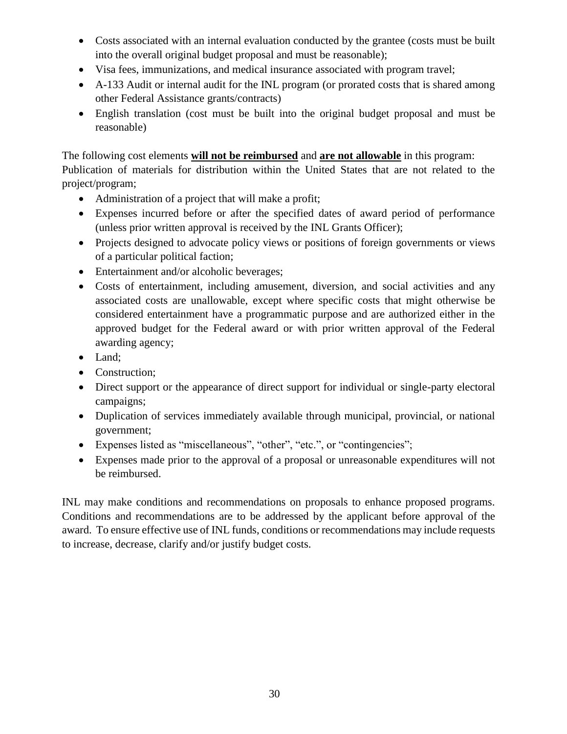- Costs associated with an internal evaluation conducted by the grantee (costs must be built into the overall original budget proposal and must be reasonable);
- Visa fees, immunizations, and medical insurance associated with program travel;
- A-133 Audit or internal audit for the INL program (or prorated costs that is shared among other Federal Assistance grants/contracts)
- English translation (cost must be built into the original budget proposal and must be reasonable)

The following cost elements **will not be reimbursed** and **are not allowable** in this program: Publication of materials for distribution within the United States that are not related to the project/program;

- Administration of a project that will make a profit;
- Expenses incurred before or after the specified dates of award period of performance (unless prior written approval is received by the INL Grants Officer);
- Projects designed to advocate policy views or positions of foreign governments or views of a particular political faction;
- Entertainment and/or alcoholic beverages;
- Costs of entertainment, including amusement, diversion, and social activities and any associated costs are unallowable, except where specific costs that might otherwise be considered entertainment have a programmatic purpose and are authorized either in the approved budget for the Federal award or with prior written approval of the Federal awarding agency;
- Land;
- Construction;
- Direct support or the appearance of direct support for individual or single-party electoral campaigns;
- Duplication of services immediately available through municipal, provincial, or national government;
- Expenses listed as "miscellaneous", "other", "etc.", or "contingencies";
- Expenses made prior to the approval of a proposal or unreasonable expenditures will not be reimbursed.

INL may make conditions and recommendations on proposals to enhance proposed programs. Conditions and recommendations are to be addressed by the applicant before approval of the award. To ensure effective use of INL funds, conditions or recommendations may include requests to increase, decrease, clarify and/or justify budget costs.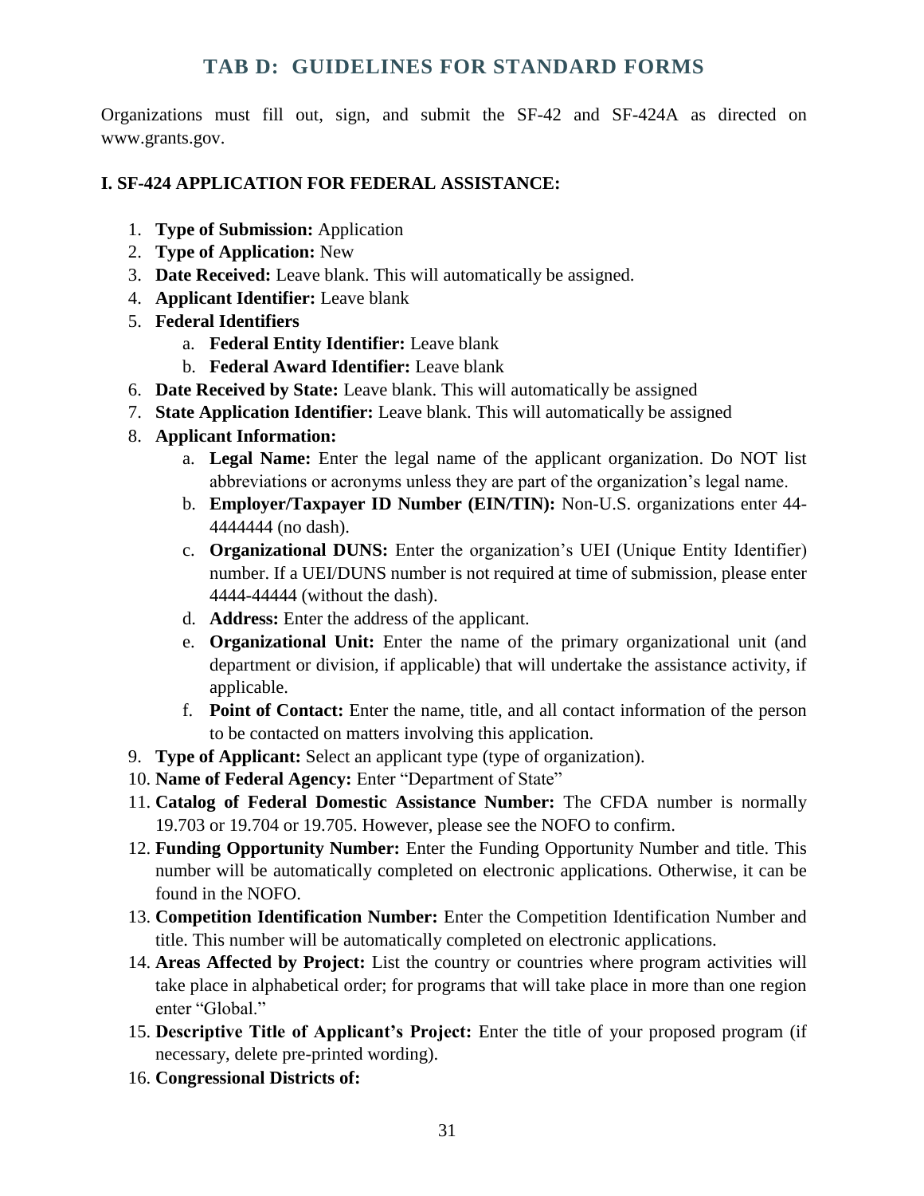# TAB D: GUIDELINES FOR STANDARD FORMS

Organizations must fill out, sign, and submit the SF-42 and SF-424A as directed on www.grants.gov.

## I. SF-424 APPLICATION FOR FEDERAL ASSISTANCE:

1. **Type of Submission:** Application
2. **Type of Application:** New
3. **Date Received:** Leave blank. This will automatically be assigned.
4. **Applicant Identifier:** Leave blank
5. **Federal Identifiers**
   a. **Federal Entity Identifier:** Leave blank
   b. **Federal Award Identifier:** Leave blank
6. **Date Received by State:** Leave blank. This will automatically be assigned
7. **State Application Identifier:** Leave blank. This will automatically be assigned
8. **Applicant Information:**
   a. **Legal Name:** Enter the legal name of the applicant organization. Do NOT list abbreviations or acronyms unless they are part of the organization's legal name.
   b. **Employer/Taxpayer ID Number (EIN/TIN):** Non-U.S. organizations enter 44-4444444 (no dash).
   c. **Organizational DUNS:** Enter the organization's UEI (Unique Entity Identifier) number. If a UEI/DUNS number is not required at time of submission, please enter 4444-44444 (without the dash).
   d. **Address:** Enter the address of the applicant.
   e. **Organizational Unit:** Enter the name of the primary organizational unit (and department or division, if applicable) that will undertake the assistance activity, if applicable.
   f. **Point of Contact:** Enter the name, title, and all contact information of the person to be contacted on matters involving this application.
9. **Type of Applicant:** Select an applicant type (type of organization).
10. **Name of Federal Agency:** Enter "Department of State"
11. **Catalog of Federal Domestic Assistance Number:** The CFDA number is normally 19.703 or 19.704 or 19.705. However, please see the NOFO to confirm.
12. **Funding Opportunity Number:** Enter the Funding Opportunity Number and title. This number will be automatically completed on electronic applications. Otherwise, it can be found in the NOFO.
13. **Competition Identification Number:** Enter the Competition Identification Number and title. This number will be automatically completed on electronic applications.
14. **Areas Affected by Project:** List the country or countries where program activities will take place in alphabetical order; for programs that will take place in more than one region enter "Global."
15. **Descriptive Title of Applicant's Project:** Enter the title of your proposed program (if necessary, delete pre-printed wording).
16. **Congressional Districts of:**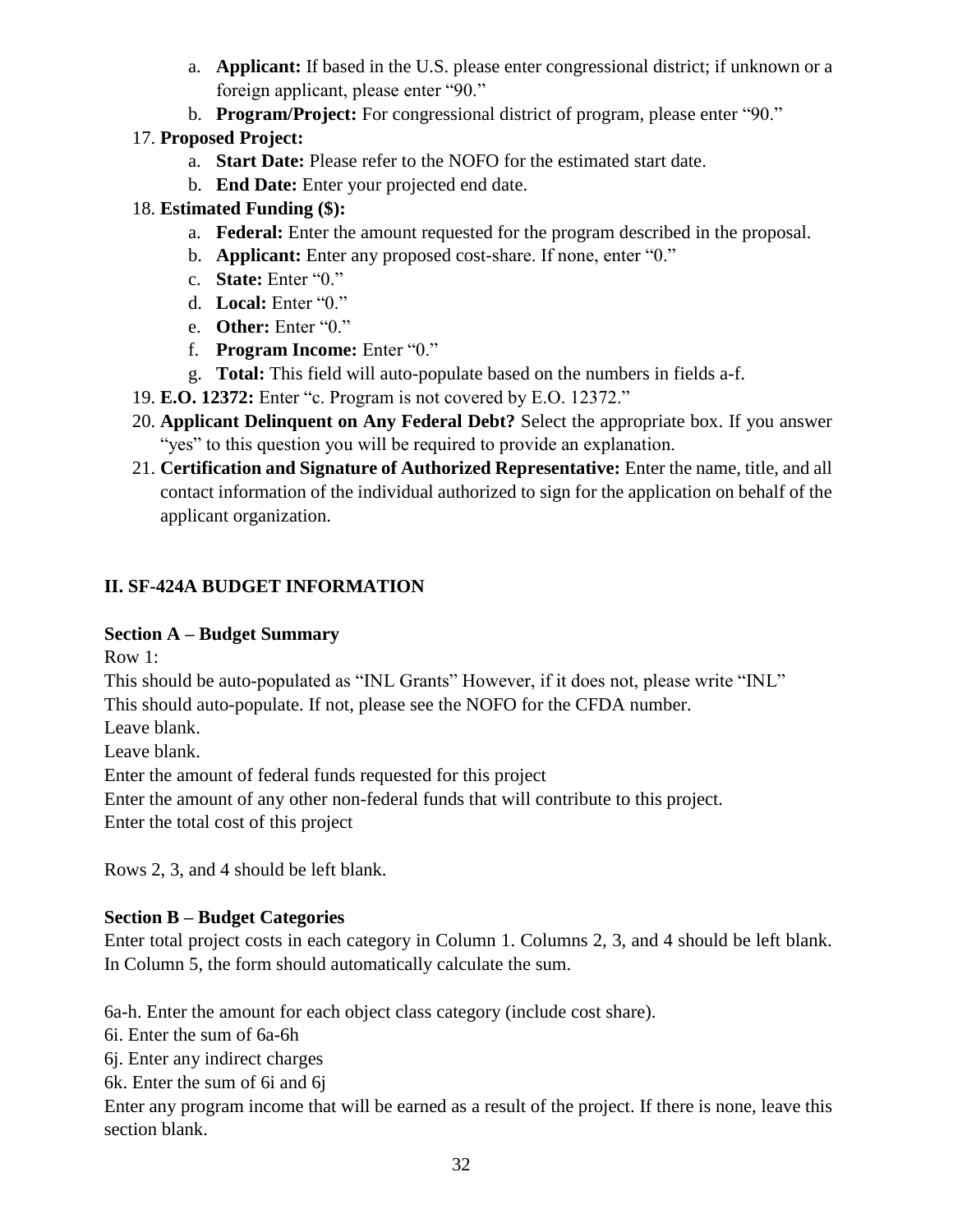a. **Applicant:** If based in the U.S. please enter congressional district; if unknown or a foreign applicant, please enter "90."
   b. **Program/Project:** For congressional district of program, please enter "90."

17. **Proposed Project:**
    a. **Start Date:** Please refer to the NOFO for the estimated start date.
    b. **End Date:** Enter your projected end date.
18. **Estimated Funding ($):**
    a. **Federal:** Enter the amount requested for the program described in the proposal.
    b. **Applicant:** Enter any proposed cost-share. If none, enter "0."
    c. **State:** Enter "0."
    d. **Local:** Enter "0."
    e. **Other:** Enter "0."
    f. **Program Income:** Enter "0."
    g. **Total:** This field will auto-populate based on the numbers in fields a-f.
19. **E.O. 12372:** Enter "c. Program is not covered by E.O. 12372."
20. **Applicant Delinquent on Any Federal Debt?** Select the appropriate box. If you answer "yes" to this question you will be required to provide an explanation.
21. **Certification and Signature of Authorized Representative:** Enter the name, title, and all contact information of the individual authorized to sign for the application on behalf of the applicant organization.

## II. SF-424A BUDGET INFORMATION

**Section A – Budget Summary**

Row 1:
This should be auto-populated as "INL Grants" However, if it does not, please write "INL"
This should auto-populate. If not, please see the NOFO for the CFDA number.
Leave blank.
Leave blank.
Enter the amount of federal funds requested for this project
Enter the amount of any other non-federal funds that will contribute to this project.
Enter the total cost of this project

Rows 2, 3, and 4 should be left blank.

**Section B – Budget Categories**

Enter total project costs in each category in Column 1. Columns 2, 3, and 4 should be left blank. In Column 5, the form should automatically calculate the sum.

6a-h. Enter the amount for each object class category (include cost share).
6i. Enter the sum of 6a-6h
6j. Enter any indirect charges
6k. Enter the sum of 6i and 6j
Enter any program income that will be earned as a result of the project. If there is none, leave this section blank.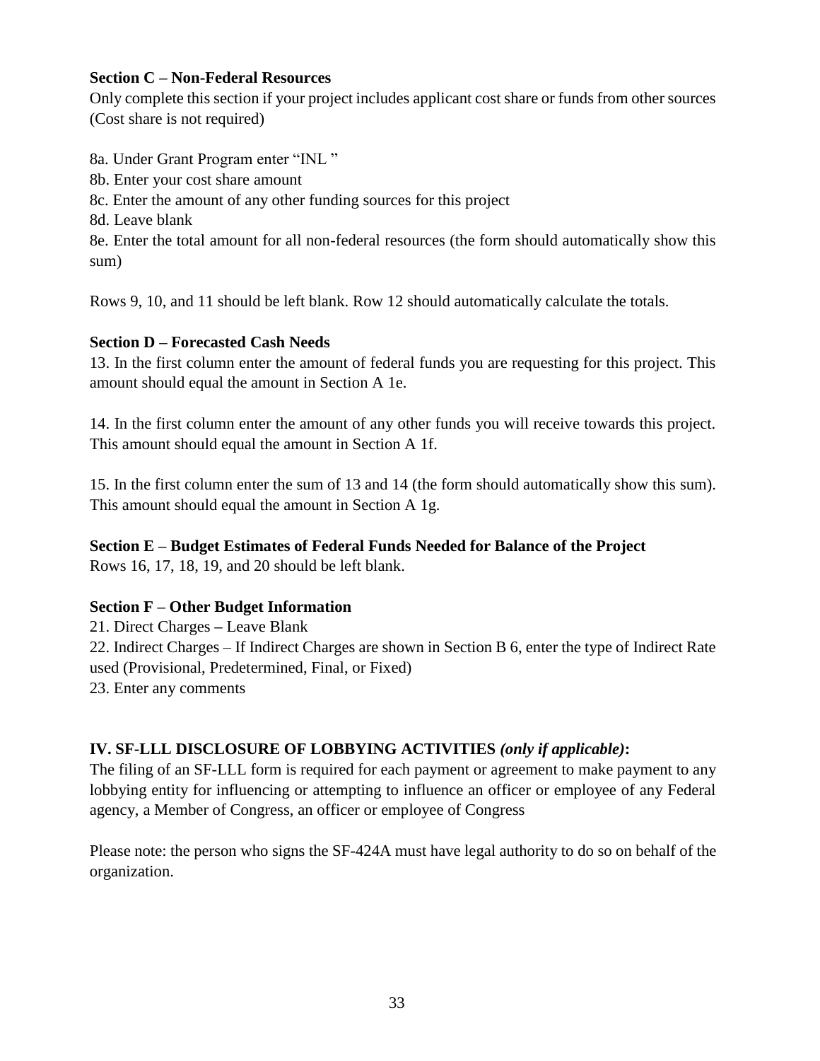**Section C – Non-Federal Resources**

Only complete this section if your project includes applicant cost share or funds from other sources (Cost share is not required)

8a. Under Grant Program enter "INL "
8b. Enter your cost share amount
8c. Enter the amount of any other funding sources for this project
8d. Leave blank
8e. Enter the total amount for all non-federal resources (the form should automatically show this sum)

Rows 9, 10, and 11 should be left blank. Row 12 should automatically calculate the totals.

**Section D – Forecasted Cash Needs**

13. In the first column enter the amount of federal funds you are requesting for this project. This amount should equal the amount in Section A 1e.

14. In the first column enter the amount of any other funds you will receive towards this project. This amount should equal the amount in Section A 1f.

15. In the first column enter the sum of 13 and 14 (the form should automatically show this sum). This amount should equal the amount in Section A 1g.

**Section E – Budget Estimates of Federal Funds Needed for Balance of the Project**

Rows 16, 17, 18, 19, and 20 should be left blank.

**Section F – Other Budget Information**

21. Direct Charges **–** Leave Blank
22. Indirect Charges – If Indirect Charges are shown in Section B 6, enter the type of Indirect Rate used (Provisional, Predetermined, Final, or Fixed)
23. Enter any comments

## IV. SF-LLL DISCLOSURE OF LOBBYING ACTIVITIES *(only if applicable)*:

The filing of an SF-LLL form is required for each payment or agreement to make payment to any lobbying entity for influencing or attempting to influence an officer or employee of any Federal agency, a Member of Congress, an officer or employee of Congress

Please note: the person who signs the SF-424A must have legal authority to do so on behalf of the organization.